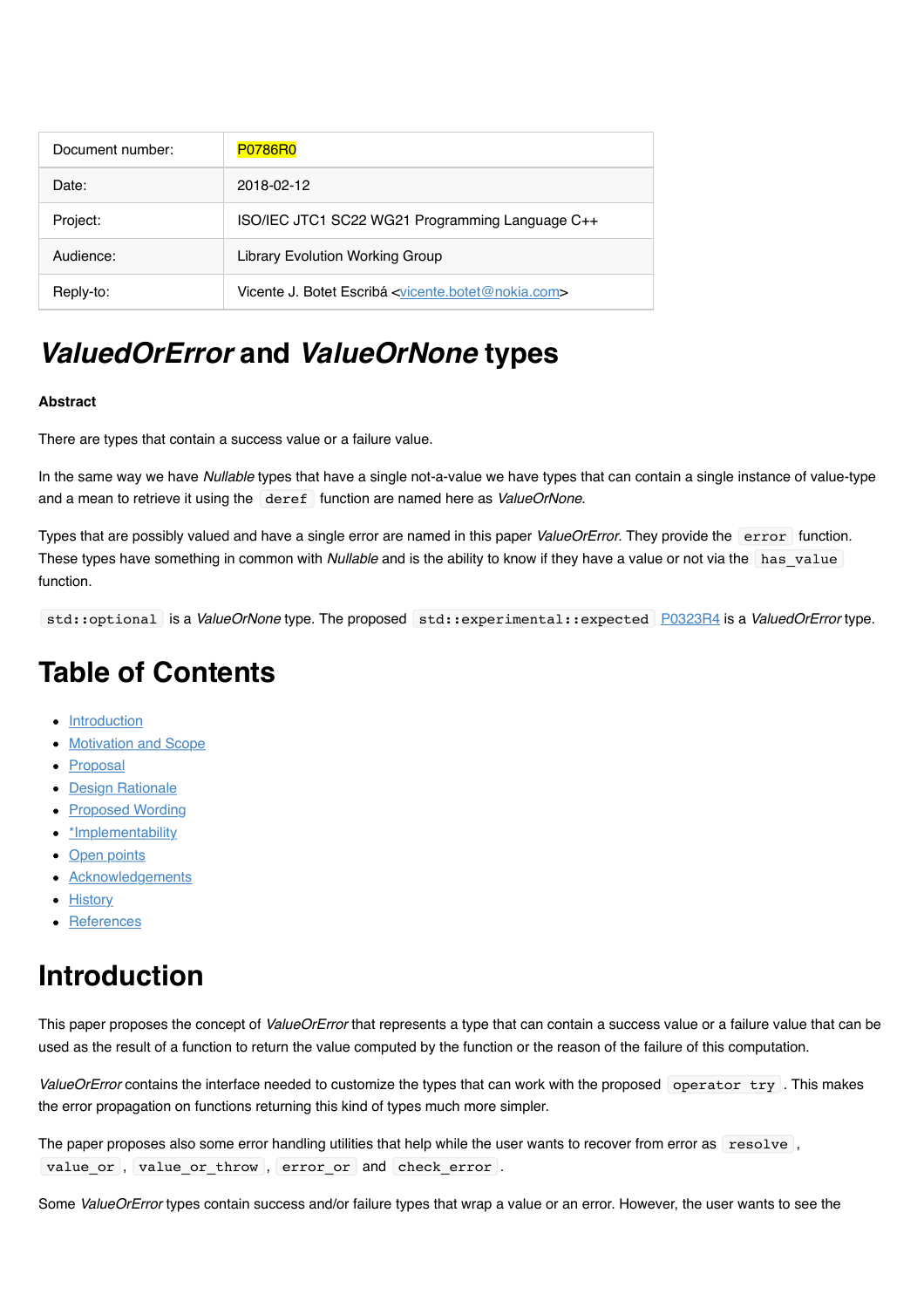| Document number: | P0786R0 |
| --- | --- |
| Date: | 2018-02-12 |
| Project: | ISO/IEC JTC1 SC22 WG21 Programming Language C++ |
| Audience: | Library Evolution Working Group |
| Reply-to: | Vicente J. Botet Escribá <vicente.botet@nokia.com> |

# *ValuedOrError* and *ValueOrNone* types

**Abstract**

There are types that contain a success value or a failure value.

In the same way we have *Nullable* types that have a single not-a-value we have types that can contain a single instance of value-type and a mean to retrieve it using the `deref` function are named here as *ValueOrNone*.

Types that are possibly valued and have a single error are named in this paper *ValueOrError*. They provide the `error` function. These types have something in common with *Nullable* and is the ability to know if they have a value or not via the `has_value` function.

`std::optional` is a *ValueOrNone* type. The proposed `std::experimental::expected` P0323R4 is a *ValuedOrError* type.

# Table of Contents

- Introduction
- Motivation and Scope
- Proposal
- Design Rationale
- Proposed Wording
- *Implementability
- Open points
- Acknowledgements
- History
- References

# Introduction

This paper proposes the concept of *ValueOrError* that represents a type that can contain a success value or a failure value that can be used as the result of a function to return the value computed by the function or the reason of the failure of this computation.

*ValueOrError* contains the interface needed to customize the types that can work with the proposed `operator try`. This makes the error propagation on functions returning this kind of types much more simpler.

The paper proposes also some error handling utilities that help while the user wants to recover from error as `resolve`, `value_or`, `value_or_throw`, `error_or` and `check_error`.

Some *ValueOrError* types contain success and/or failure types that wrap a value or an error. However, the user wants to see the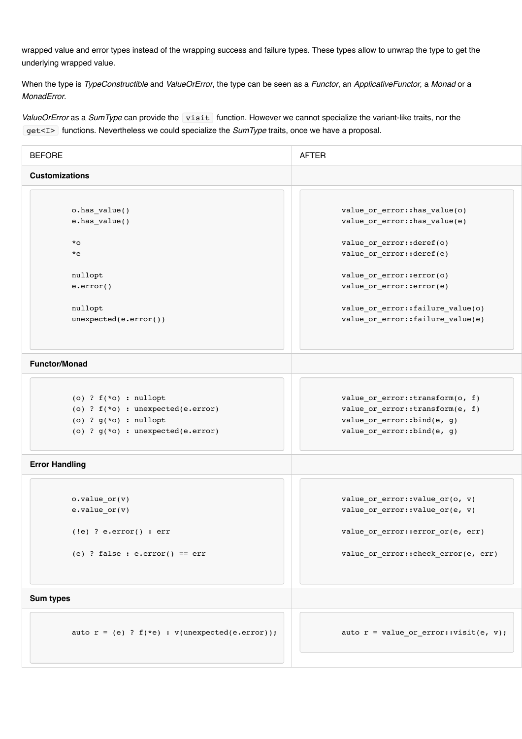wrapped value and error types instead of the wrapping success and failure types. These types allow to unwrap the type to get the underlying wrapped value.

When the type is *TypeConstructible* and *ValueOrError*, the type can be seen as a *Functor*, an *ApplicativeFunctor*, a *Monad* or a *MonadError*.

*ValueOrError* as a *SumType* can provide the `visit` function. However we cannot specialize the variant-like traits, nor the `get<I>` functions. Nevertheless we could specialize the *SumType* traits, once we have a proposal.

| BEFORE | AFTER |
|---|---|
| **Customizations** | |
| `o.has_value()`<br>`e.has_value()`<br><br>`*o`<br>`*e`<br><br>`nullopt`<br>`e.error()`<br><br>`nullopt`<br>`unexpected(e.error())` | `value_or_error::has_value(o)`<br>`value_or_error::has_value(e)`<br><br>`value_or_error::deref(o)`<br>`value_or_error::deref(e)`<br><br>`value_or_error::error(o)`<br>`value_or_error::error(e)`<br><br>`value_or_error::failure_value(o)`<br>`value_or_error::failure_value(e)` |
| **Functor/Monad** | |
| `(o) ? f(*o) : nullopt`<br>`(o) ? f(*o) : unexpected(e.error)`<br>`(o) ? g(*o) : nullopt`<br>`(o) ? g(*o) : unexpected(e.error)` | `value_or_error::transform(o, f)`<br>`value_or_error::transform(e, f)`<br>`value_or_error::bind(e, g)`<br>`value_or_error::bind(e, g)` |
| **Error Handling** | |
| `o.value_or(v)`<br>`e.value_or(v)`<br><br>`(!e) ? e.error() : err`<br><br>`(e) ? false : e.error() == err` | `value_or_error::value_or(o, v)`<br>`value_or_error::value_or(e, v)`<br><br>`value_or_error::error_or(e, err)`<br><br>`value_or_error::check_error(e, err)` |
| **Sum types** | |
| `auto r = (e) ? f(*e) : v(unexpected(e.error));` | `auto r = value_or_error::visit(e, v);` |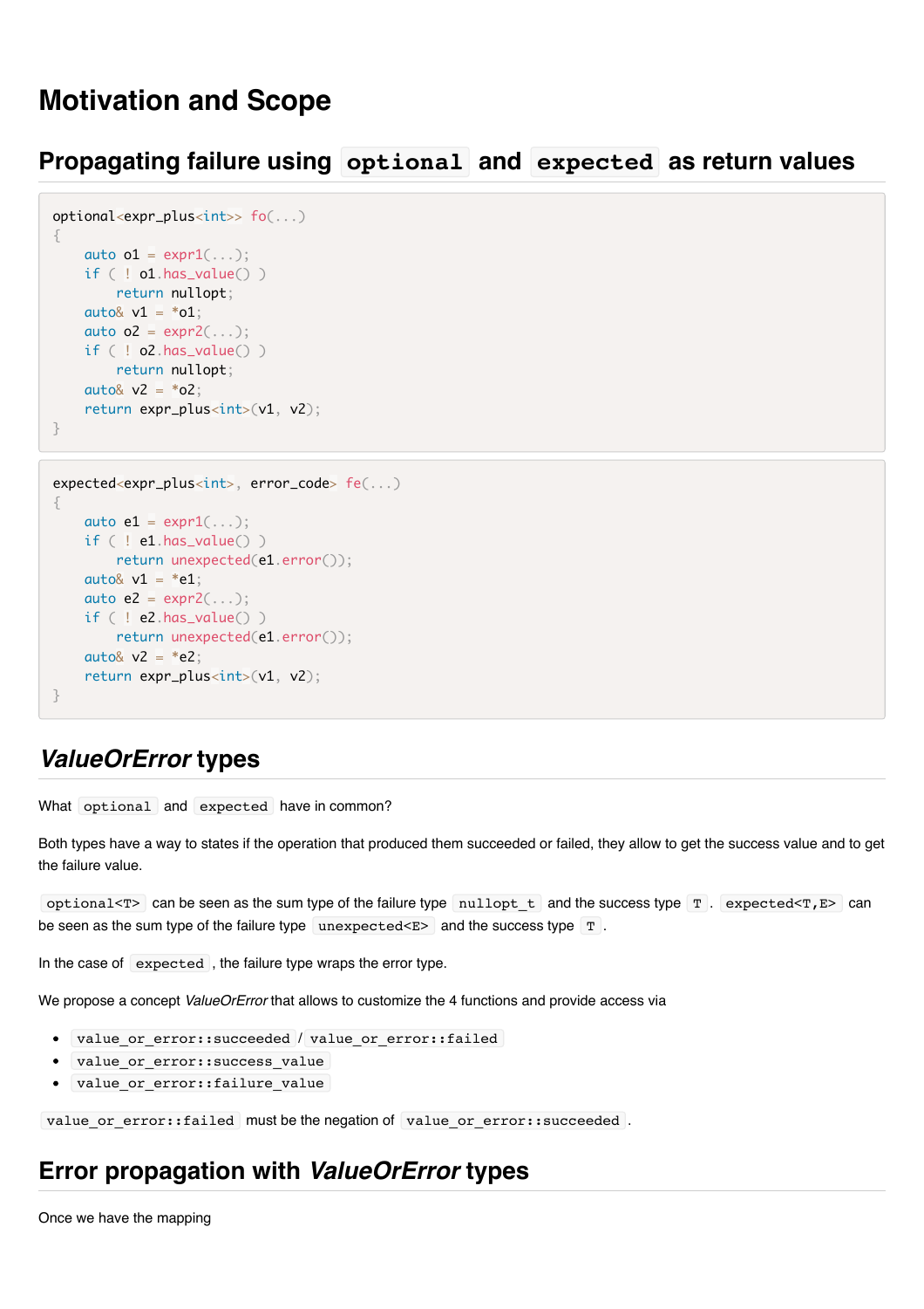# Motivation and Scope

## Propagating failure using `optional` and `expected` as return values

```
optional<expr_plus<int>> fo(...)
{
    auto o1 = expr1(...);
    if ( ! o1.has_value() )
        return nullopt;
    auto& v1 = *o1;
    auto o2 = expr2(...);
    if ( ! o2.has_value() )
        return nullopt;
    auto& v2 = *o2;
    return expr_plus<int>(v1, v2);
}
```

```
expected<expr_plus<int>, error_code> fe(...)
{
    auto e1 = expr1(...);
    if ( ! e1.has_value() )
        return unexpected(e1.error());
    auto& v1 = *e1;
    auto e2 = expr2(...);
    if ( ! e2.has_value() )
        return unexpected(e1.error());
    auto& v2 = *e2;
    return expr_plus<int>(v1, v2);
}
```

## *ValueOrError* types

What `optional` and `expected` have in common?

Both types have a way to states if the operation that produced them succeeded or failed, they allow to get the success value and to get the failure value.

`optional<T>` can be seen as the sum type of the failure type `nullopt_t` and the success type `T`. `expected<T,E>` can be seen as the sum type of the failure type `unexpected<E>` and the success type `T`.

In the case of `expected`, the failure type wraps the error type.

We propose a concept *ValueOrError* that allows to customize the 4 functions and provide access via

- `value_or_error::succeeded` / `value_or_error::failed`
- `value_or_error::success_value`
- `value_or_error::failure_value`

`value_or_error::failed` must be the negation of `value_or_error::succeeded`.

## Error propagation with *ValueOrError* types

Once we have the mapping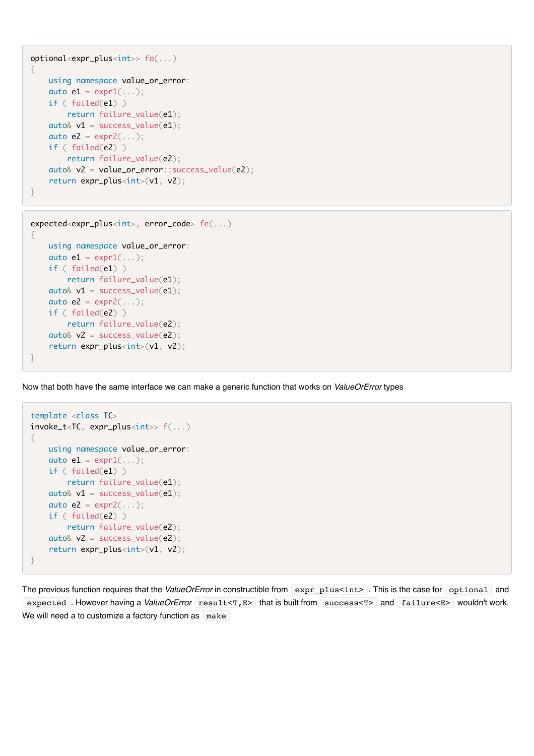```cpp
optional<expr_plus<int>> fo(...)
{
    using namespace value_or_error:
    auto e1 = expr1(...);
    if ( failed(e1) )
        return failure_value(e1);
    auto& v1 = success_value(e1);
    auto e2 = expr2(...);
    if ( failed(e2) )
        return failure_value(e2);
    auto& v2 = value_or_error::success_value(e2);
    return expr_plus<int>(v1, v2);
}
```

```cpp
expected<expr_plus<int>, error_code> fe(...)
{
    using namespace value_or_error:
    auto e1 = expr1(...);
    if ( failed(e1) )
        return failure_value(e1);
    auto& v1 = success_value(e1);
    auto e2 = expr2(...);
    if ( failed(e2) )
        return failure_value(e2);
    auto& v2 = success_value(e2);
    return expr_plus<int>(v1, v2);
}
```

Now that both have the same interface we can make a generic function that works on *ValueOrError* types

```cpp
template <class TC>
invoke_t<TC, expr_plus<int>> f(...)
{
    using namespace value_or_error:
    auto e1 = expr1(...);
    if ( failed(e1) )
        return failure_value(e1);
    auto& v1 = success_value(e1);
    auto e2 = expr2(...);
    if ( failed(e2) )
        return failure_value(e2);
    auto& v2 = success_value(e2);
    return expr_plus<int>(v1, v2);
}
```

The previous function requires that the *ValueOrError* in constructible from `expr_plus<int>`. This is the case for `optional` and `expected`. However having a *ValueOrError* `result<T,E>` that is built from `success<T>` and `failure<E>` wouldn't work. We will need a to customize a factory function as `make`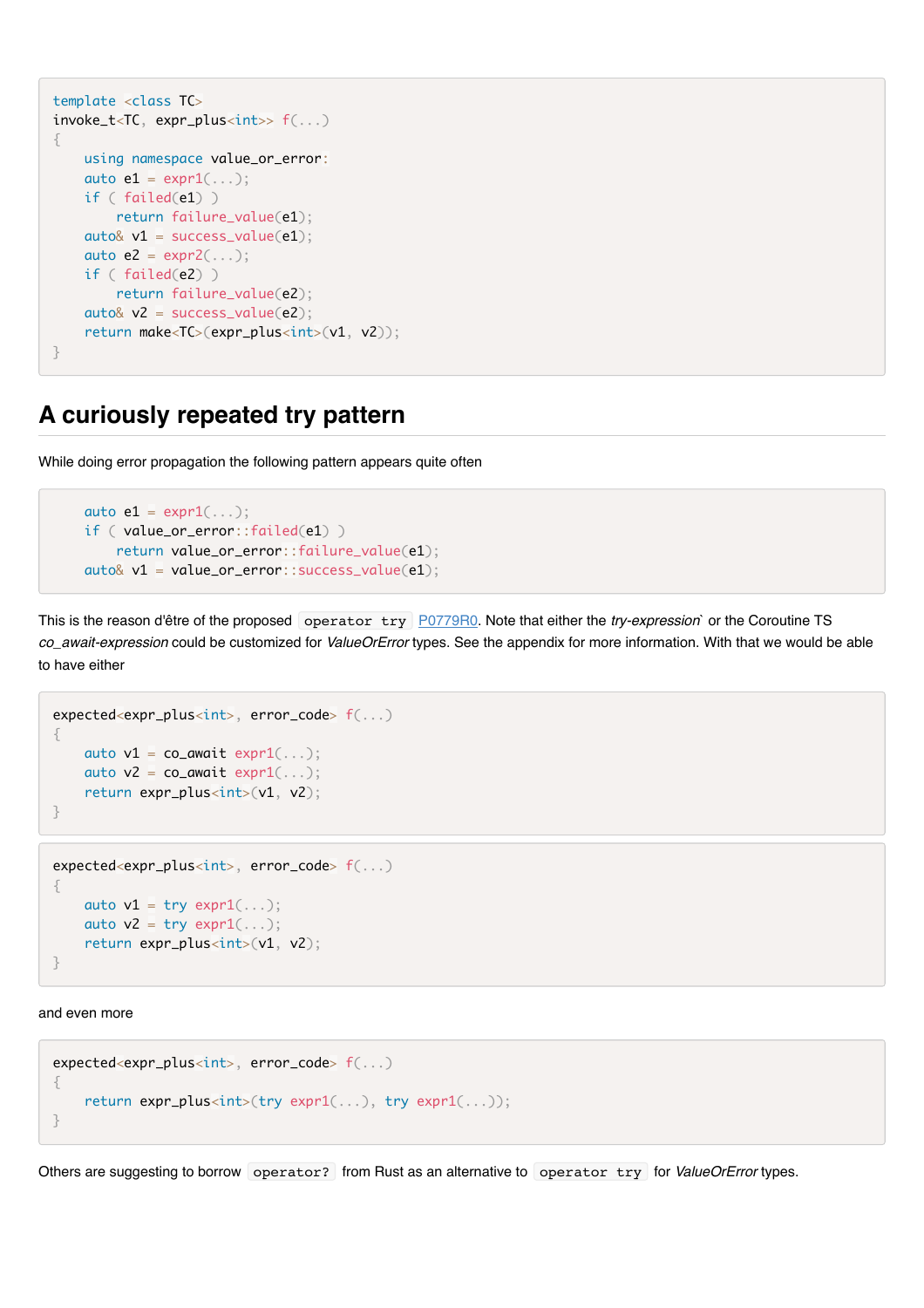```
template <class TC>
invoke_t<TC, expr_plus<int>> f(...)
{
    using namespace value_or_error:
    auto e1 = expr1(...);
    if ( failed(e1) )
        return failure_value(e1);
    auto& v1 = success_value(e1);
    auto e2 = expr2(...);
    if ( failed(e2) )
        return failure_value(e2);
    auto& v2 = success_value(e2);
    return make<TC>(expr_plus<int>(v1, v2));
}
```

## A curiously repeated try pattern

While doing error propagation the following pattern appears quite often

```
    auto e1 = expr1(...);
    if ( value_or_error::failed(e1) )
        return value_or_error::failure_value(e1);
    auto& v1 = value_or_error::success_value(e1);
```

This is the reason d'être of the proposed `operator try` P0779R0. Note that either the *try-expression*` or the Coroutine TS *co_await-expression* could be customized for *ValueOrError* types. See the appendix for more information. With that we would be able to have either

```
expected<expr_plus<int>, error_code> f(...)
{
    auto v1 = co_await expr1(...);
    auto v2 = co_await expr1(...);
    return expr_plus<int>(v1, v2);
}
```

```
expected<expr_plus<int>, error_code> f(...)
{
    auto v1 = try expr1(...);
    auto v2 = try expr1(...);
    return expr_plus<int>(v1, v2);
}
```

and even more

```
expected<expr_plus<int>, error_code> f(...)
{
    return expr_plus<int>(try expr1(...), try expr1(...));
}
```

Others are suggesting to borrow `operator?` from Rust as an alternative to `operator try` for *ValueOrError* types.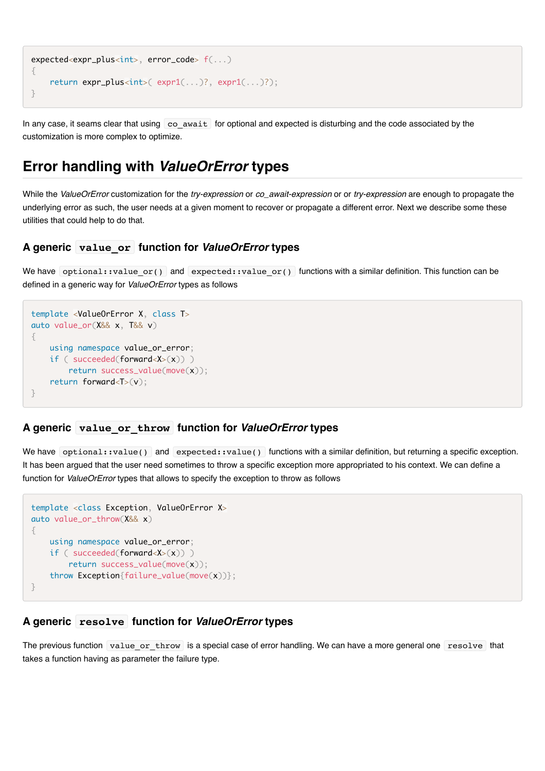```
expected<expr_plus<int>, error_code> f(...)
{
    return expr_plus<int>( expr1(...)?, expr1(...)?);
}
```

In any case, it seams clear that using `co_await` for optional and expected is disturbing and the code associated by the customization is more complex to optimize.

## Error handling with *ValueOrError* types

While the *ValueOrError* customization for the *try-expression* or *co_await-expression* or or *try-expression* are enough to propagate the underlying error as such, the user needs at a given moment to recover or propagate a different error. Next we describe some these utilities that could help to do that.

### A generic `value_or` function for *ValueOrError* types

We have `optional::value_or()` and `expected::value_or()` functions with a similar definition. This function can be defined in a generic way for *ValueOrError* types as follows

```
template <ValueOrError X, class T>
auto value_or(X&& x, T&& v)
{
    using namespace value_or_error;
    if ( succeeded(forward<X>(x)) )
        return success_value(move(x));
    return forward<T>(v);
}
```

### A generic `value_or_throw` function for *ValueOrError* types

We have `optional::value()` and `expected::value()` functions with a similar definition, but returning a specific exception. It has been argued that the user need sometimes to throw a specific exception more appropriated to his context. We can define a function for *ValueOrError* types that allows to specify the exception to throw as follows

```
template <class Exception, ValueOrError X>
auto value_or_throw(X&& x)
{
    using namespace value_or_error;
    if ( succeeded(forward<X>(x)) )
        return success_value(move(x));
    throw Exception{failure_value(move(x))};
}
```

### A generic `resolve` function for *ValueOrError* types

The previous function `value_or_throw` is a special case of error handling. We can have a more general one `resolve` that takes a function having as parameter the failure type.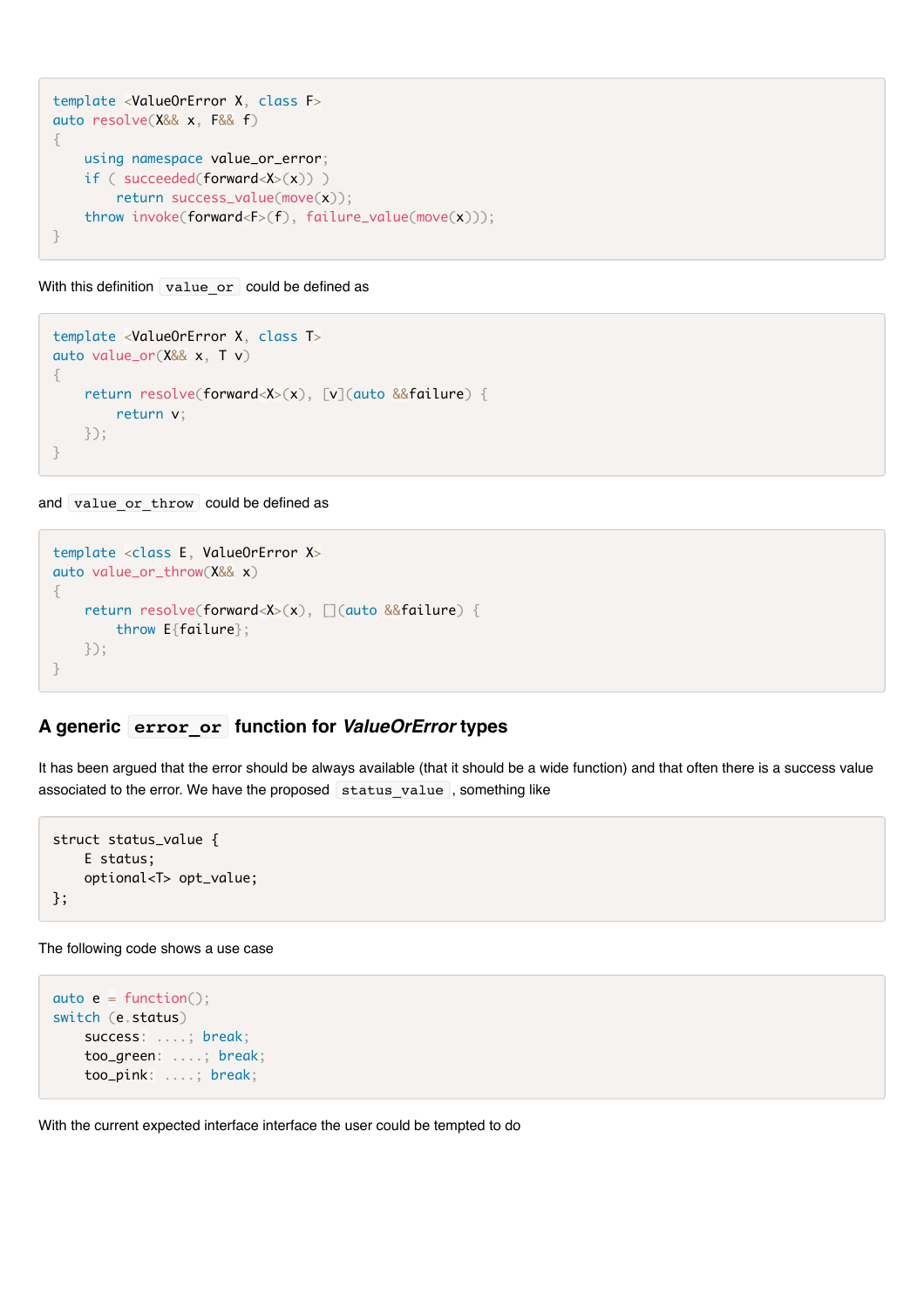```
template <ValueOrError X, class F>
auto resolve(X&& x, F&& f)
{
    using namespace value_or_error;
    if ( succeeded(forward<X>(x)) )
        return success_value(move(x));
    throw invoke(forward<F>(f), failure_value(move(x)));
}
```

With this definition `value_or` could be defined as

```
template <ValueOrError X, class T>
auto value_or(X&& x, T v)
{
    return resolve(forward<X>(x), [v](auto &&failure) {
        return v;
    });
}
```

and `value_or_throw` could be defined as

```
template <class E, ValueOrError X>
auto value_or_throw(X&& x)
{
    return resolve(forward<X>(x), [](auto &&failure) {
        throw E{failure};
    });
}
```

## A generic `error_or` function for *ValueOrError* types

It has been argued that the error should be always available (that it should be a wide function) and that often there is a success value associated to the error. We have the proposed `status_value`, something like

```
struct status_value {
    E status;
    optional<T> opt_value;
};
```

The following code shows a use case

```
auto e = function();
switch (e.status)
    success: ....; break;
    too_green: ....; break;
    too_pink: ....; break;
```

With the current expected interface interface the user could be tempted to do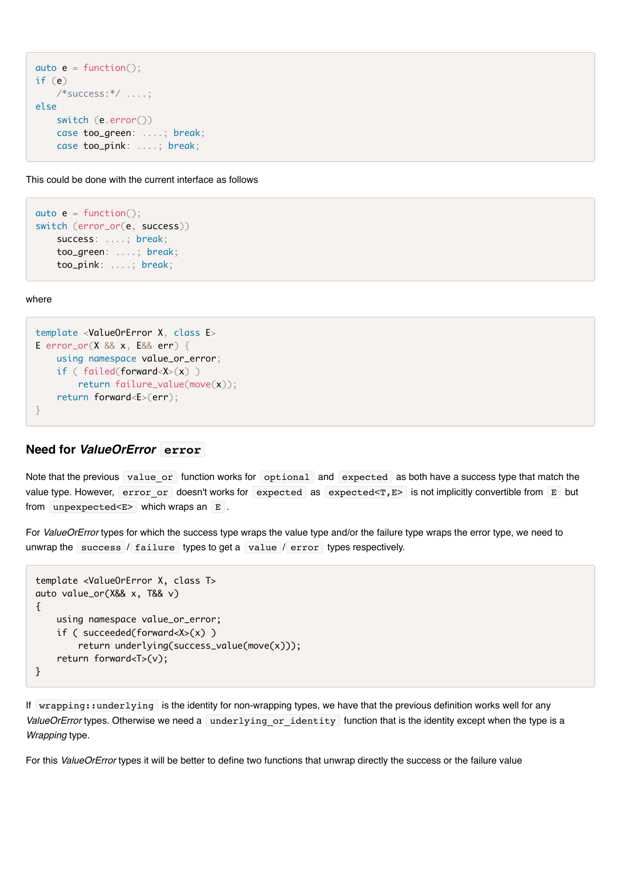```
auto e = function();
if (e)
    /*success:*/ ....;
else
    switch (e.error())
    case too_green: ....; break;
    case too_pink: ....; break;
```

This could be done with the current interface as follows

```
auto e = function();
switch (error_or(e, success))
    success: ....; break;
    too_green: ....; break;
    too_pink: ....; break;
```

where

```
template <ValueOrError X, class E>
E error_or(X && x, E&& err) {
    using namespace value_or_error;
    if ( failed(forward<X>(x) )
        return failure_value(move(x));
    return forward<E>(err);
}
```

## Need for *ValueOrError* `error`

Note that the previous `value_or` function works for `optional` and `expected` as both have a success type that match the value type. However, `error_or` doesn't works for `expected` as `expected<T,E>` is not implicitly convertible from `E` but from `unpexpected<E>` which wraps an `E`.

For *ValueOrError* types for which the success type wraps the value type and/or the failure type wraps the error type, we need to unwrap the `success` / `failure` types to get a `value` / `error` types respectively.

```
template <ValueOrError X, class T>
auto value_or(X&& x, T&& v)
{
    using namespace value_or_error;
    if ( succeeded(forward<X>(x) )
        return underlying(success_value(move(x)));
    return forward<T>(v);
}
```

If `wrapping::underlying` is the identity for non-wrapping types, we have that the previous definition works well for any *ValueOrError* types. Otherwise we need a `underlying_or_identity` function that is the identity except when the type is a *Wrapping* type.

For this *ValueOrError* types it will be better to define two functions that unwrap directly the success or the failure value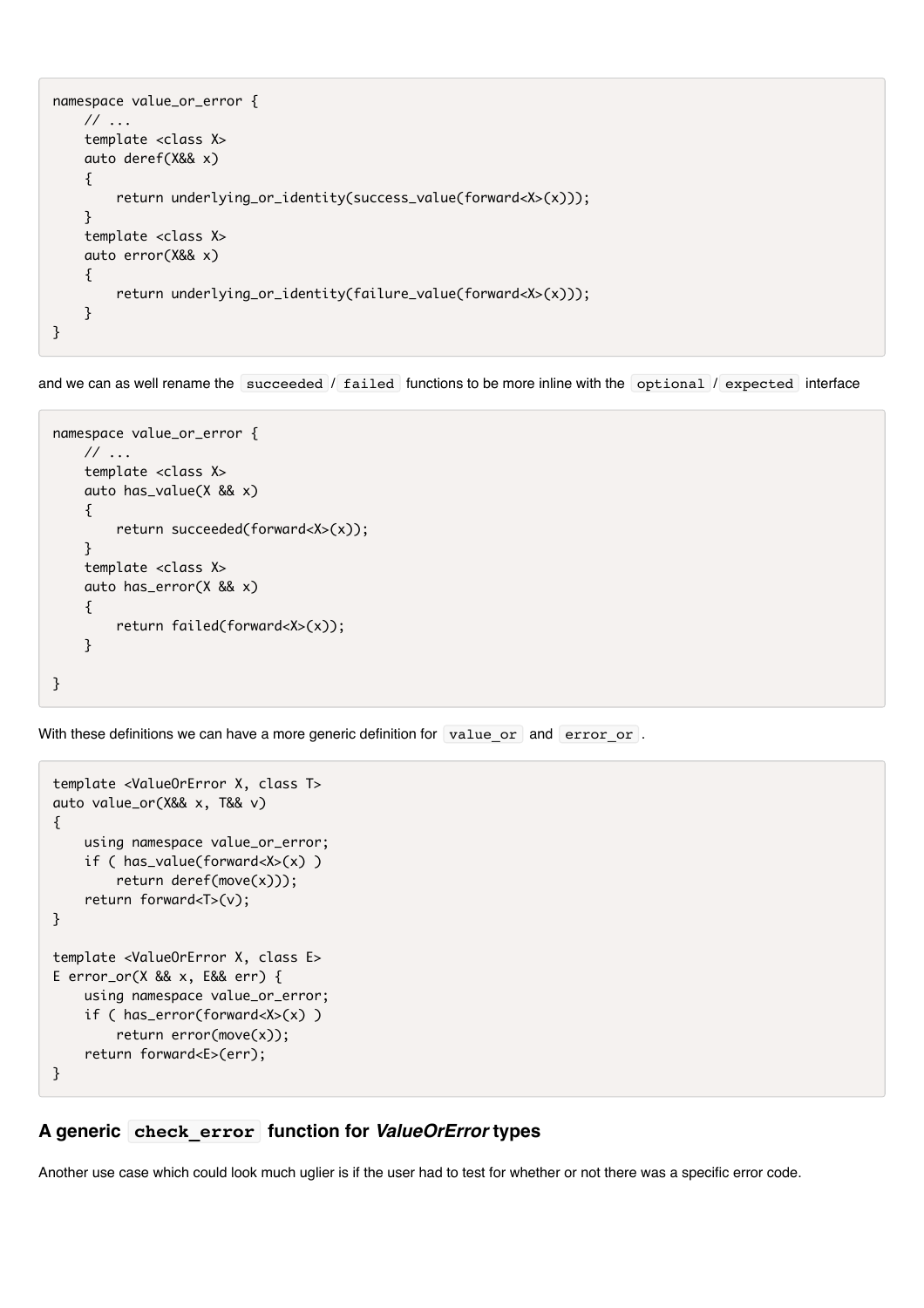```
namespace value_or_error {
    // ...
    template <class X>
    auto deref(X&& x)
    {
        return underlying_or_identity(success_value(forward<X>(x)));
    }
    template <class X>
    auto error(X&& x)
    {
        return underlying_or_identity(failure_value(forward<X>(x)));
    }
}
```

and we can as well rename the `succeeded` / `failed` functions to be more inline with the `optional` / `expected` interface

```
namespace value_or_error {
    // ...
    template <class X>
    auto has_value(X && x)
    {
        return succeeded(forward<X>(x));
    }
    template <class X>
    auto has_error(X && x)
    {
        return failed(forward<X>(x));
    }

}
```

With these definitions we can have a more generic definition for `value_or` and `error_or`.

```
template <ValueOrError X, class T>
auto value_or(X&& x, T&& v)
{
    using namespace value_or_error;
    if ( has_value(forward<X>(x) )
        return deref(move(x)));
    return forward<T>(v);
}

template <ValueOrError X, class E>
E error_or(X && x, E&& err) {
    using namespace value_or_error;
    if ( has_error(forward<X>(x) )
        return error(move(x));
    return forward<E>(err);
}
```

## A generic `check_error` function for *ValueOrError* types

Another use case which could look much uglier is if the user had to test for whether or not there was a specific error code.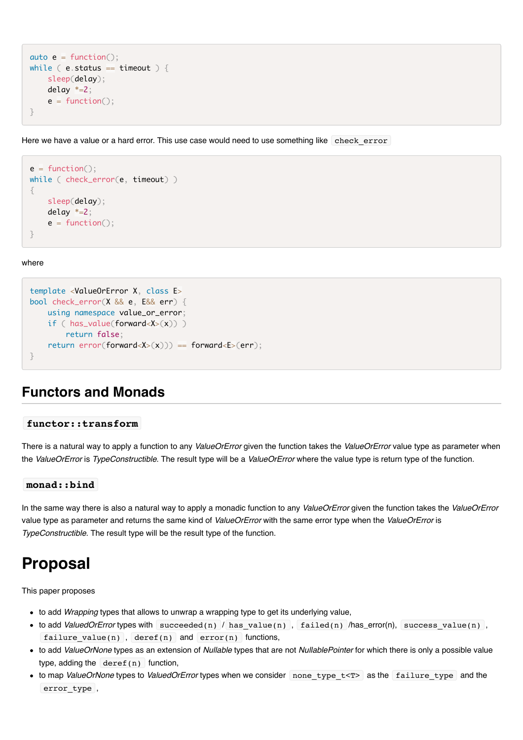```
auto e = function();
while ( e.status == timeout ) {
    sleep(delay);
    delay *=2;
    e = function();
}
```

Here we have a value or a hard error. This use case would need to use something like `check_error`

```
e = function();
while ( check_error(e, timeout) )
{
    sleep(delay);
    delay *=2;
    e = function();
}
```

where

```
template <ValueOrError X, class E>
bool check_error(X && e, E&& err) {
    using namespace value_or_error;
    if ( has_value(forward<X>(x)) )
        return false;
    return error(forward<X>(x)) == forward<E>(err);
}
```

## Functors and Monads

### `functor::transform`

There is a natural way to apply a function to any *ValueOrError* given the function takes the *ValueOrError* value type as parameter when the *ValueOrError* is *TypeConstructible*. The result type will be a *ValueOrError* where the value type is return type of the function.

### `monad::bind`

In the same way there is also a natural way to apply a monadic function to any *ValueOrError* given the function takes the *ValueOrError* value type as parameter and returns the same kind of *ValueOrError* with the same error type when the *ValueOrError* is *TypeConstructible*. The result type will be the result type of the function.

# Proposal

This paper proposes

- to add *Wrapping* types that allows to unwrap a wrapping type to get its underlying value,
- to add *ValuedOrError* types with `succeeded(n)` / `has_value(n)`, `failed(n)` /has_error(n), `success_value(n)`, `failure_value(n)`, `deref(n)` and `error(n)` functions,
- to add *ValueOrNone* types as an extension of *Nullable* types that are not *NullablePointer* for which there is only a possible value type, adding the `deref(n)` function,
- to map *ValueOrNone* types to *ValuedOrError* types when we consider `none_type_t<T>` as the `failure_type` and the `error_type`,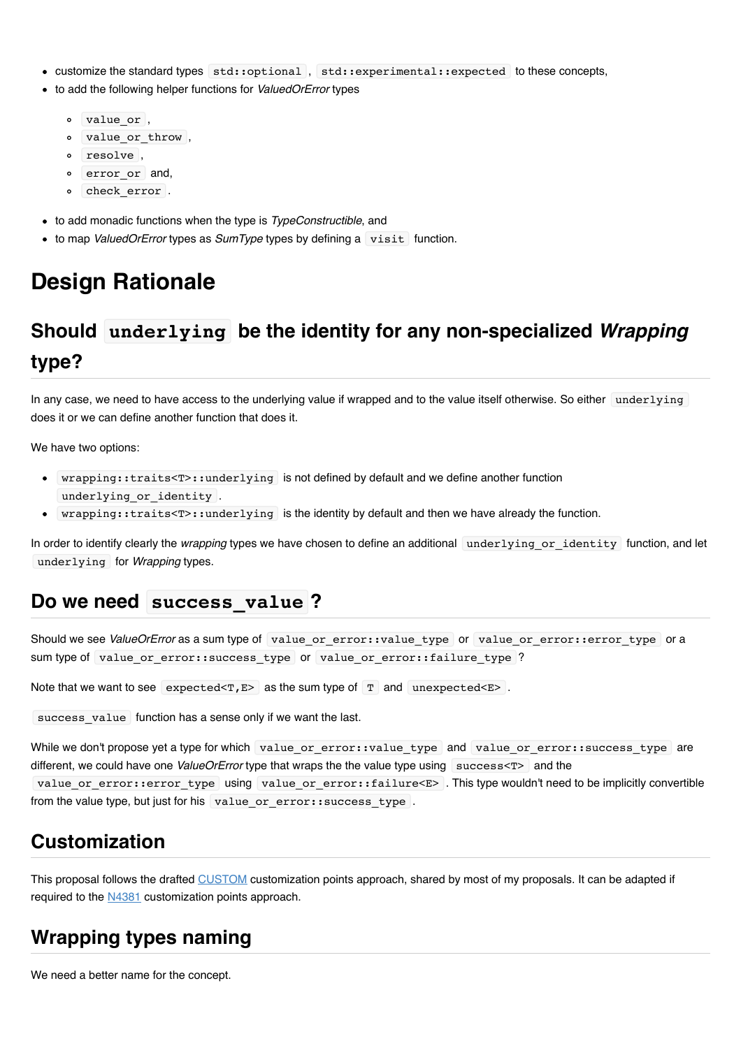- customize the standard types `std::optional`, `std::experimental::expected` to these concepts,
- to add the following helper functions for *ValuedOrError* types
  - `value_or`,
  - `value_or_throw`,
  - `resolve`,
  - `error_or` and,
  - `check_error`.
- to add monadic functions when the type is *TypeConstructible*, and
- to map *ValuedOrError* types as *SumType* types by defining a `visit` function.

# Design Rationale

## Should `underlying` be the identity for any non-specialized *Wrapping* type?

In any case, we need to have access to the underlying value if wrapped and to the value itself otherwise. So either `underlying` does it or we can define another function that does it.

We have two options:

- `wrapping::traits<T>::underlying` is not defined by default and we define another function `underlying_or_identity`.
- `wrapping::traits<T>::underlying` is the identity by default and then we have already the function.

In order to identify clearly the *wrapping* types we have chosen to define an additional `underlying_or_identity` function, and let `underlying` for *Wrapping* types.

## Do we need `success_value`?

Should we see *ValueOrError* as a sum type of `value_or_error::value_type` or `value_or_error::error_type` or a sum type of `value_or_error::success_type` or `value_or_error::failure_type`?

Note that we want to see `expected<T,E>` as the sum type of `T` and `unexpected<E>`.

`success_value` function has a sense only if we want the last.

While we don't propose yet a type for which `value_or_error::value_type` and `value_or_error::success_type` are different, we could have one *ValueOrError* type that wraps the the value type using `success<T>` and the `value_or_error::error_type` using `value_or_error::failure<E>`. This type wouldn't need to be implicitly convertible from the value type, but just for his `value_or_error::success_type`.

## Customization

This proposal follows the drafted CUSTOM customization points approach, shared by most of my proposals. It can be adapted if required to the N4381 customization points approach.

## Wrapping types naming

We need a better name for the concept.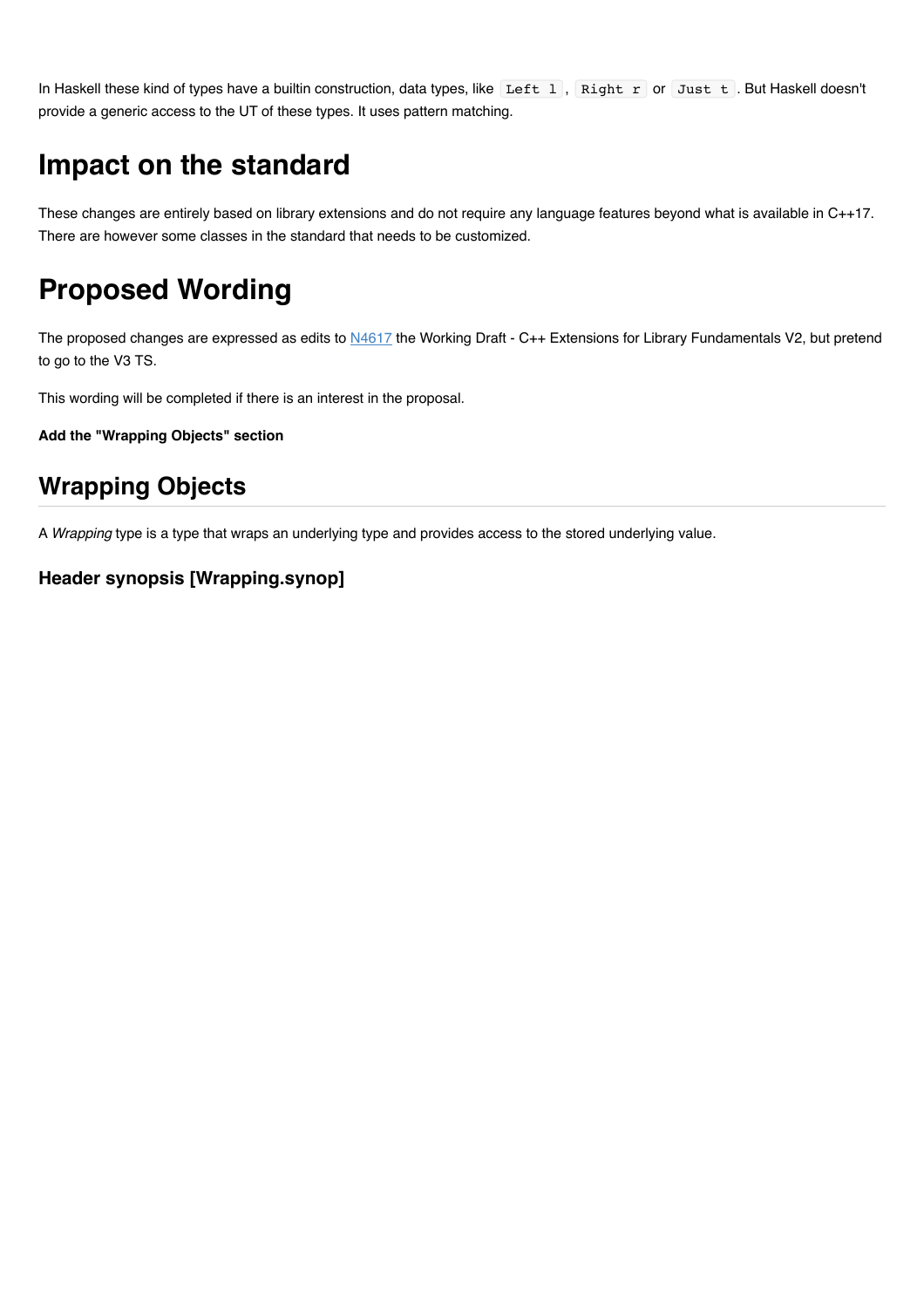In Haskell these kind of types have a builtin construction, data types, like `Left l`, `Right r` or `Just t`. But Haskell doesn't provide a generic access to the UT of these types. It uses pattern matching.

# Impact on the standard

These changes are entirely based on library extensions and do not require any language features beyond what is available in C++17. There are however some classes in the standard that needs to be customized.

# Proposed Wording

The proposed changes are expressed as edits to N4617 the Working Draft - C++ Extensions for Library Fundamentals V2, but pretend to go to the V3 TS.

This wording will be completed if there is an interest in the proposal.

**Add the "Wrapping Objects" section**

## Wrapping Objects

A *Wrapping* type is a type that wraps an underlying type and provides access to the stored underlying value.

### Header synopsis [Wrapping.synop]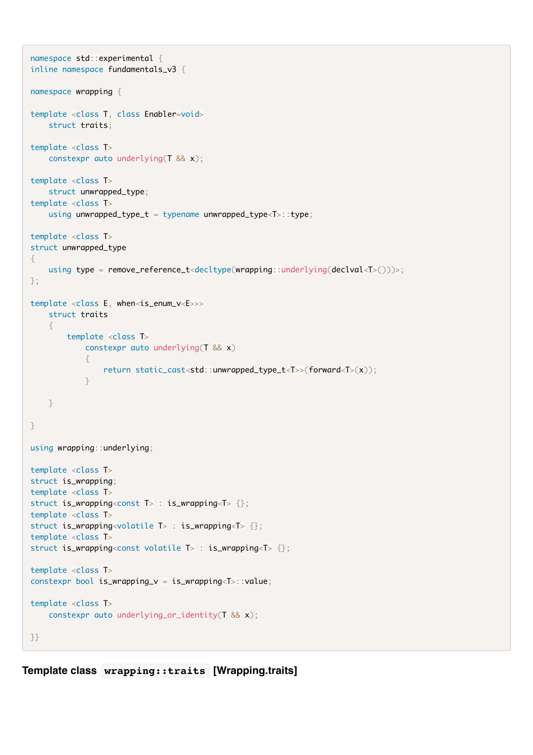```cpp
namespace std::experimental {
inline namespace fundamentals_v3 {

namespace wrapping {

template <class T, class Enabler=void>
    struct traits;

template <class T>
    constexpr auto underlying(T && x);

template <class T>
    struct unwrapped_type;
template <class T>
    using unwrapped_type_t = typename unwrapped_type<T>::type;

template <class T>
struct unwrapped_type
{
    using type = remove_reference_t<decltype(wrapping::underlying(declval<T>()))>;
};

template <class E, when<is_enum_v<E>>>
    struct traits
    {
        template <class T>
            constexpr auto underlying(T && x)
            {
                return static_cast<std::unwrapped_type_t<T>>(forward<T>(x));
            }

    }

}

using wrapping::underlying;

template <class T>
struct is_wrapping;
template <class T>
struct is_wrapping<const T> : is_wrapping<T> {};
template <class T>
struct is_wrapping<volatile T> : is_wrapping<T> {};
template <class T>
struct is_wrapping<const volatile T> : is_wrapping<T> {};

template <class T>
constexpr bool is_wrapping_v = is_wrapping<T>::value;

template <class T>
    constexpr auto underlying_or_identity(T && x);

}}
```

### Template class `wrapping::traits` [Wrapping.traits]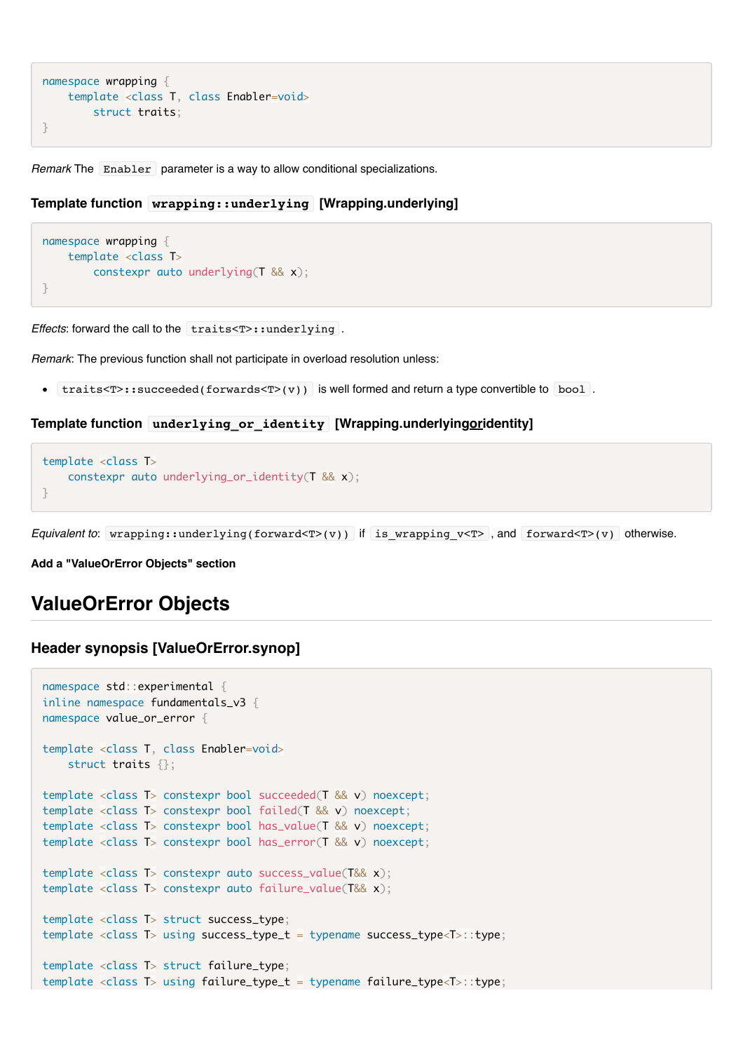```
namespace wrapping {
    template <class T, class Enabler=void>
        struct traits;
}
```

*Remark* The `Enabler` parameter is a way to allow conditional specializations.

### Template function `wrapping::underlying` [Wrapping.underlying]

```
namespace wrapping {
    template <class T>
        constexpr auto underlying(T && x);
}
```

*Effects*: forward the call to the `traits<T>::underlying`.

*Remark*: The previous function shall not participate in overload resolution unless:

- `traits<T>::succeeded(forwards<T>(v))` is well formed and return a type convertible to `bool`.

### Template function `underlying_or_identity` [Wrapping.underlying*or*identity]

```
template <class T>
    constexpr auto underlying_or_identity(T && x);
}
```

*Equivalent to*: `wrapping::underlying(forward<T>(v))` if `is_wrapping_v<T>`, and `forward<T>(v)` otherwise.

**Add a "ValueOrError Objects" section**

# ValueOrError Objects

### Header synopsis [ValueOrError.synop]

```
namespace std::experimental {
inline namespace fundamentals_v3 {
namespace value_or_error {

template <class T, class Enabler=void>
    struct traits {};

template <class T> constexpr bool succeeded(T && v) noexcept;
template <class T> constexpr bool failed(T && v) noexcept;
template <class T> constexpr bool has_value(T && v) noexcept;
template <class T> constexpr bool has_error(T && v) noexcept;

template <class T> constexpr auto success_value(T&& x);
template <class T> constexpr auto failure_value(T&& x);

template <class T> struct success_type;
template <class T> using success_type_t = typename success_type<T>::type;

template <class T> struct failure_type;
template <class T> using failure_type_t = typename failure_type<T>::type;
```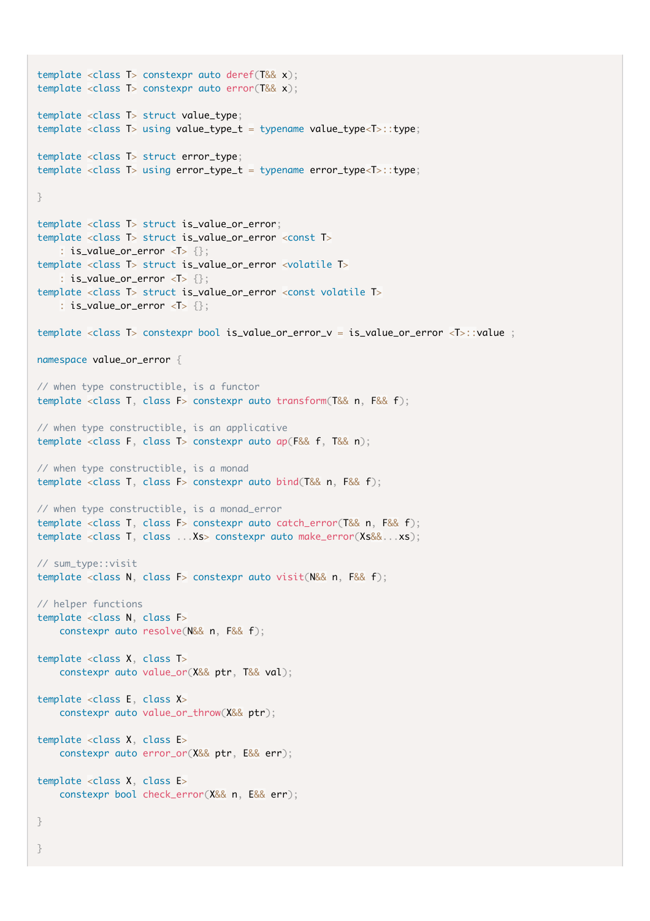```
template <class T> constexpr auto deref(T&& x);
template <class T> constexpr auto error(T&& x);

template <class T> struct value_type;
template <class T> using value_type_t = typename value_type<T>::type;

template <class T> struct error_type;
template <class T> using error_type_t = typename error_type<T>::type;

}

template <class T> struct is_value_or_error;
template <class T> struct is_value_or_error <const T>
    : is_value_or_error <T> {};
template <class T> struct is_value_or_error <volatile T>
    : is_value_or_error <T> {};
template <class T> struct is_value_or_error <const volatile T>
    : is_value_or_error <T> {};

template <class T> constexpr bool is_value_or_error_v = is_value_or_error <T>::value ;

namespace value_or_error {

// when type constructible, is a functor
template <class T, class F> constexpr auto transform(T&& n, F&& f);

// when type constructible, is an applicative
template <class F, class T> constexpr auto ap(F&& f, T&& n);

// when type constructible, is a monad
template <class T, class F> constexpr auto bind(T&& n, F&& f);

// when type constructible, is a monad_error
template <class T, class F> constexpr auto catch_error(T&& n, F&& f);
template <class T, class ...Xs> constexpr auto make_error(Xs&&...xs);

// sum_type::visit
template <class N, class F> constexpr auto visit(N&& n, F&& f);

// helper functions
template <class N, class F>
    constexpr auto resolve(N&& n, F&& f);

template <class X, class T>
    constexpr auto value_or(X&& ptr, T&& val);

template <class E, class X>
    constexpr auto value_or_throw(X&& ptr);

template <class X, class E>
    constexpr auto error_or(X&& ptr, E&& err);

template <class X, class E>
    constexpr bool check_error(X&& n, E&& err);

}

}
```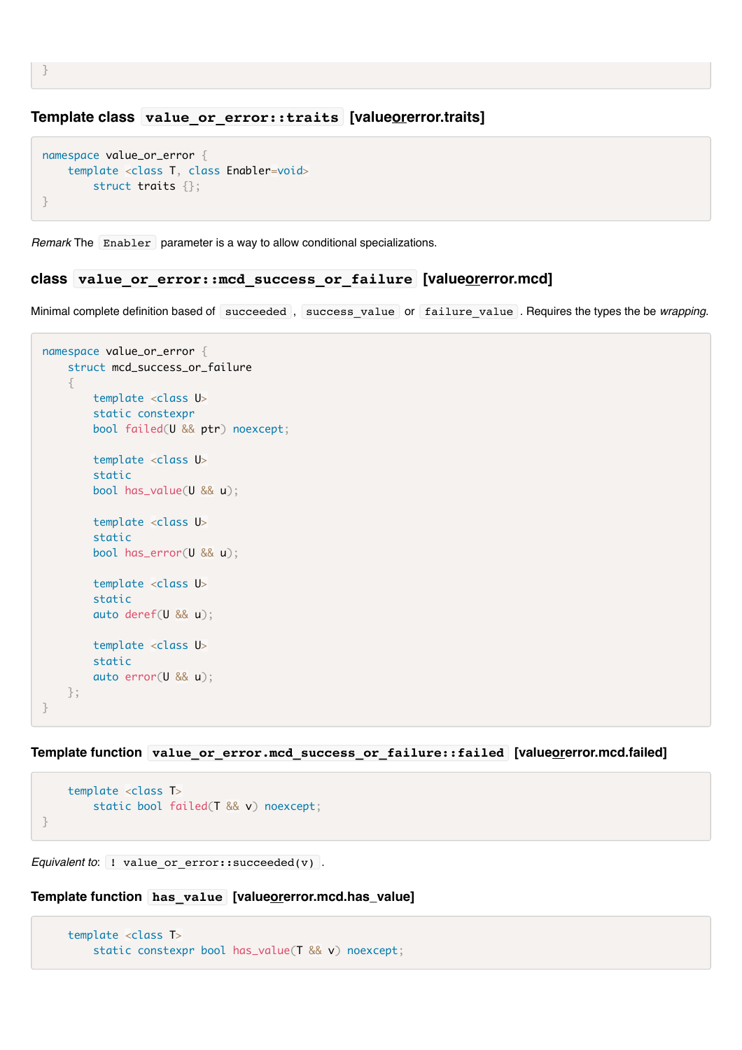```
}
```

### Template class `value_or_error::traits` [value_or_error.traits]

```
namespace value_or_error {
    template <class T, class Enabler=void>
        struct traits {};
}
```

*Remark* The `Enabler` parameter is a way to allow conditional specializations.

### class `value_or_error::mcd_success_or_failure` [value_or_error.mcd]

Minimal complete definition based of `succeeded`, `success_value` or `failure_value`. Requires the types the be *wrapping*.

```
namespace value_or_error {
    struct mcd_success_or_failure
    {
        template <class U>
        static constexpr
        bool failed(U && ptr) noexcept;

        template <class U>
        static
        bool has_value(U && u);

        template <class U>
        static
        bool has_error(U && u);

        template <class U>
        static
        auto deref(U && u);

        template <class U>
        static
        auto error(U && u);
    };
}
```

### Template function `value_or_error.mcd_success_or_failure::failed` [value_or_error.mcd.failed]

```
    template <class T>
        static bool failed(T && v) noexcept;
}
```

*Equivalent to*: `! value_or_error::succeeded(v)`.

### Template function `has_value` [value_or_error.mcd.has_value]

```
    template <class T>
        static constexpr bool has_value(T && v) noexcept;
```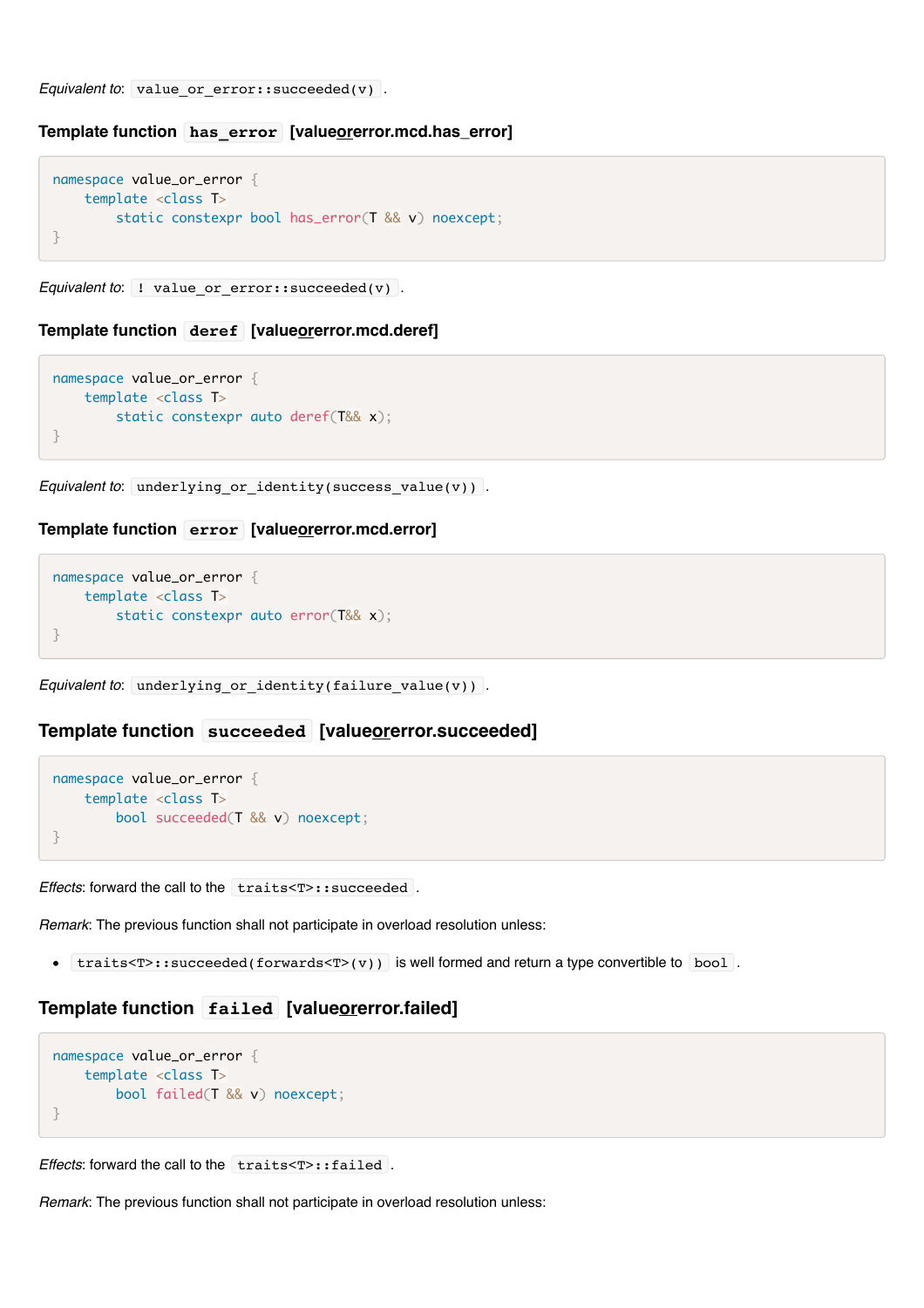*Equivalent to*: `value_or_error::succeeded(v)`.

### Template function `has_error` [valueorerror.mcd.has_error]

```
namespace value_or_error {
    template <class T>
        static constexpr bool has_error(T && v) noexcept;
}
```

*Equivalent to*: `! value_or_error::succeeded(v)`.

### Template function `deref` [valueorerror.mcd.deref]

```
namespace value_or_error {
    template <class T>
        static constexpr auto deref(T&& x);
}
```

*Equivalent to*: `underlying_or_identity(success_value(v))`.

### Template function `error` [valueorerror.mcd.error]

```
namespace value_or_error {
    template <class T>
        static constexpr auto error(T&& x);
}
```

*Equivalent to*: `underlying_or_identity(failure_value(v))`.

## Template function `succeeded` [valueorerror.succeeded]

```
namespace value_or_error {
    template <class T>
        bool succeeded(T && v) noexcept;
}
```

*Effects*: forward the call to the `traits<T>::succeeded`.

*Remark*: The previous function shall not participate in overload resolution unless:

- `traits<T>::succeeded(forwards<T>(v))` is well formed and return a type convertible to `bool`.

## Template function `failed` [valueorerror.failed]

```
namespace value_or_error {
    template <class T>
        bool failed(T && v) noexcept;
}
```

*Effects*: forward the call to the `traits<T>::failed`.

*Remark*: The previous function shall not participate in overload resolution unless: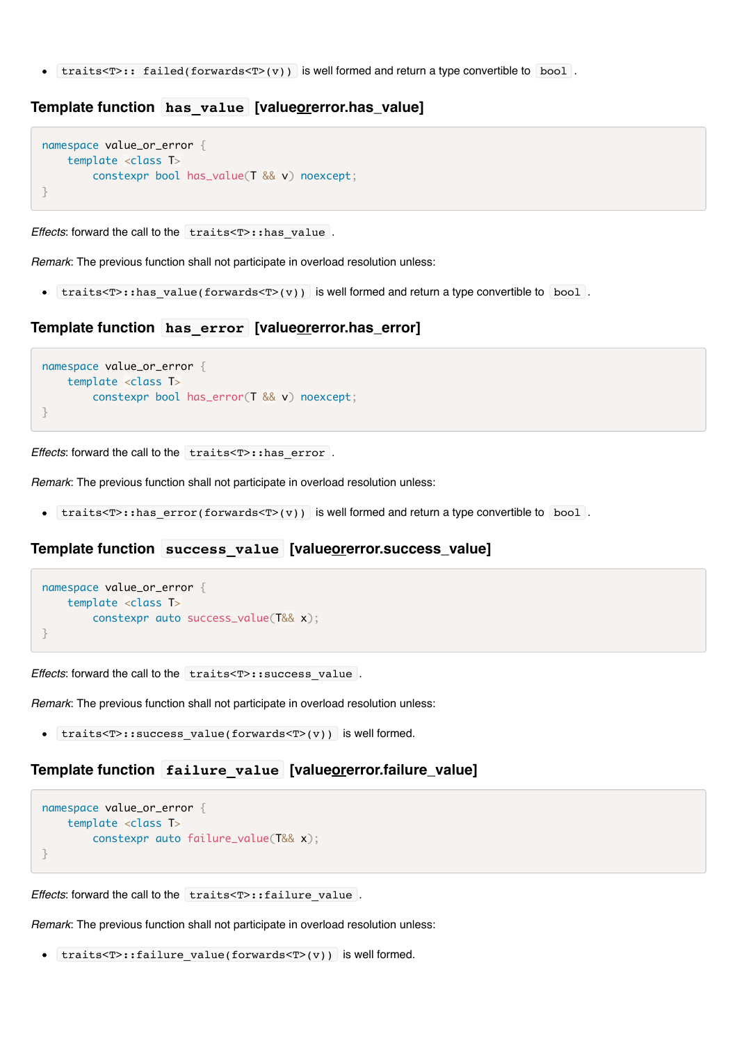- `traits<T>:: failed(forwards<T>(v))` is well formed and return a type convertible to `bool`.

## Template function `has_value` [valueorerror.has_value]

```
namespace value_or_error {
    template <class T>
        constexpr bool has_value(T && v) noexcept;
}
```

*Effects*: forward the call to the `traits<T>::has_value`.

*Remark*: The previous function shall not participate in overload resolution unless:

- `traits<T>::has_value(forwards<T>(v))` is well formed and return a type convertible to `bool`.

## Template function `has_error` [valueorerror.has_error]

```
namespace value_or_error {
    template <class T>
        constexpr bool has_error(T && v) noexcept;
}
```

*Effects*: forward the call to the `traits<T>::has_error`.

*Remark*: The previous function shall not participate in overload resolution unless:

- `traits<T>::has_error(forwards<T>(v))` is well formed and return a type convertible to `bool`.

## Template function `success_value` [valueorerror.success_value]

```
namespace value_or_error {
    template <class T>
        constexpr auto success_value(T&& x);
}
```

*Effects*: forward the call to the `traits<T>::success_value`.

*Remark*: The previous function shall not participate in overload resolution unless:

- `traits<T>::success_value(forwards<T>(v))` is well formed.

## Template function `failure_value` [valueorerror.failure_value]

```
namespace value_or_error {
    template <class T>
        constexpr auto failure_value(T&& x);
}
```

*Effects*: forward the call to the `traits<T>::failure_value`.

*Remark*: The previous function shall not participate in overload resolution unless:

- `traits<T>::failure_value(forwards<T>(v))` is well formed.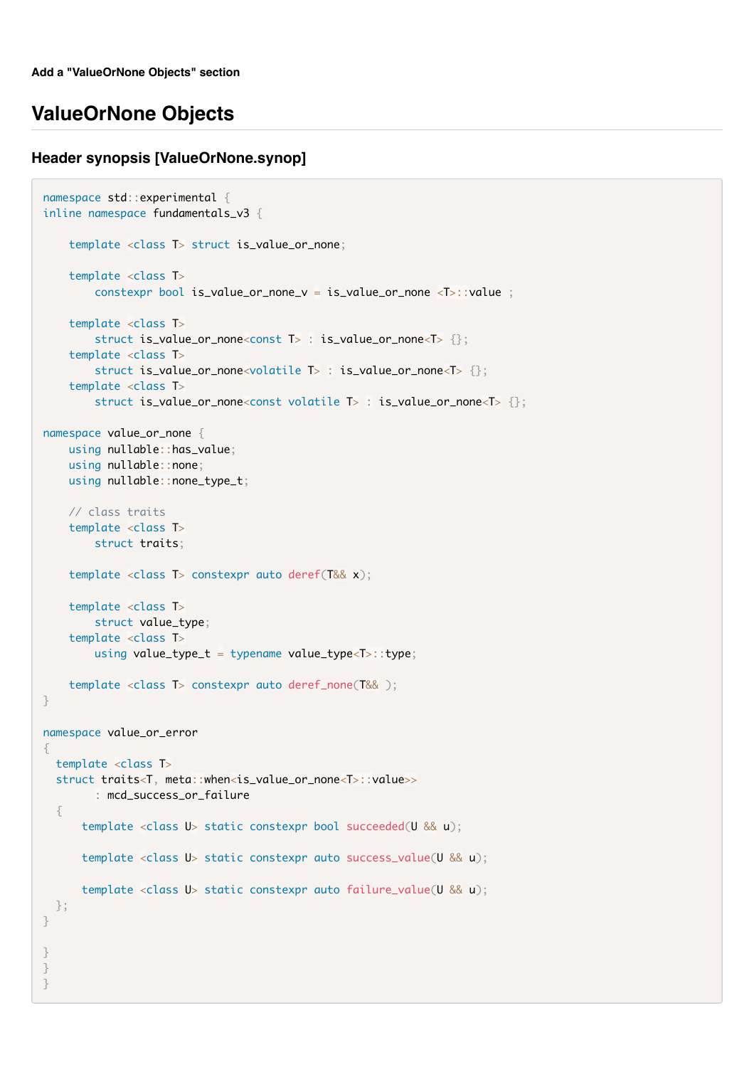**Add a "ValueOrNone Objects" section**

## ValueOrNone Objects

### Header synopsis [ValueOrNone.synop]

```
namespace std::experimental {
inline namespace fundamentals_v3 {

    template <class T> struct is_value_or_none;

    template <class T>
        constexpr bool is_value_or_none_v = is_value_or_none <T>::value ;

    template <class T>
        struct is_value_or_none<const T> : is_value_or_none<T> {};
    template <class T>
        struct is_value_or_none<volatile T> : is_value_or_none<T> {};
    template <class T>
        struct is_value_or_none<const volatile T> : is_value_or_none<T> {};

namespace value_or_none {
    using nullable::has_value;
    using nullable::none;
    using nullable::none_type_t;

    // class traits
    template <class T>
        struct traits;

    template <class T> constexpr auto deref(T&& x);

    template <class T>
        struct value_type;
    template <class T>
        using value_type_t = typename value_type<T>::type;

    template <class T> constexpr auto deref_none(T&& );
}

namespace value_or_error
{
  template <class T>
  struct traits<T, meta::when<is_value_or_none<T>::value>>
        : mcd_success_or_failure
  {
      template <class U> static constexpr bool succeeded(U && u);

      template <class U> static constexpr auto success_value(U && u);

      template <class U> static constexpr auto failure_value(U && u);
  };
}

}
}
}
```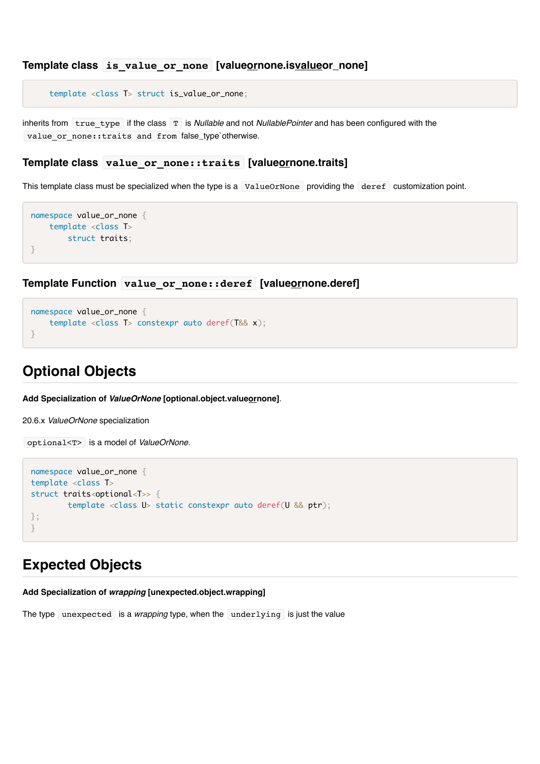### Template class `is_value_or_none` [valueornone.isvalueor_none]

```
template <class T> struct is_value_or_none;
```

inherits from `true_type` if the class `T` is *Nullable* and not *NullablePointer* and has been configured with the `value_or_none::traits and from` false_type`otherwise.

### Template class `value_or_none::traits` [valueornone.traits]

This template class must be specialized when the type is a `ValueOrNone` providing the `deref` customization point.

```
namespace value_or_none {
    template <class T>
        struct traits;
}
```

### Template Function `value_or_none::deref` [valueornone.deref]

```
namespace value_or_none {
    template <class T> constexpr auto deref(T&& x);
}
```

## Optional Objects

**Add Specialization of *ValueOrNone* [optional.object.valueornone]**.

20.6.x *ValueOrNone* specialization

`optional<T>` is a model of *ValueOrNone*.

```
namespace value_or_none {
template <class T>
struct traits<optional<T>> {
        template <class U> static constexpr auto deref(U && ptr);
};
}
```

## Expected Objects

**Add Specialization of *wrapping* [unexpected.object.wrapping]**

The type `unexpected` is a *wrapping* type, when the `underlying` is just the value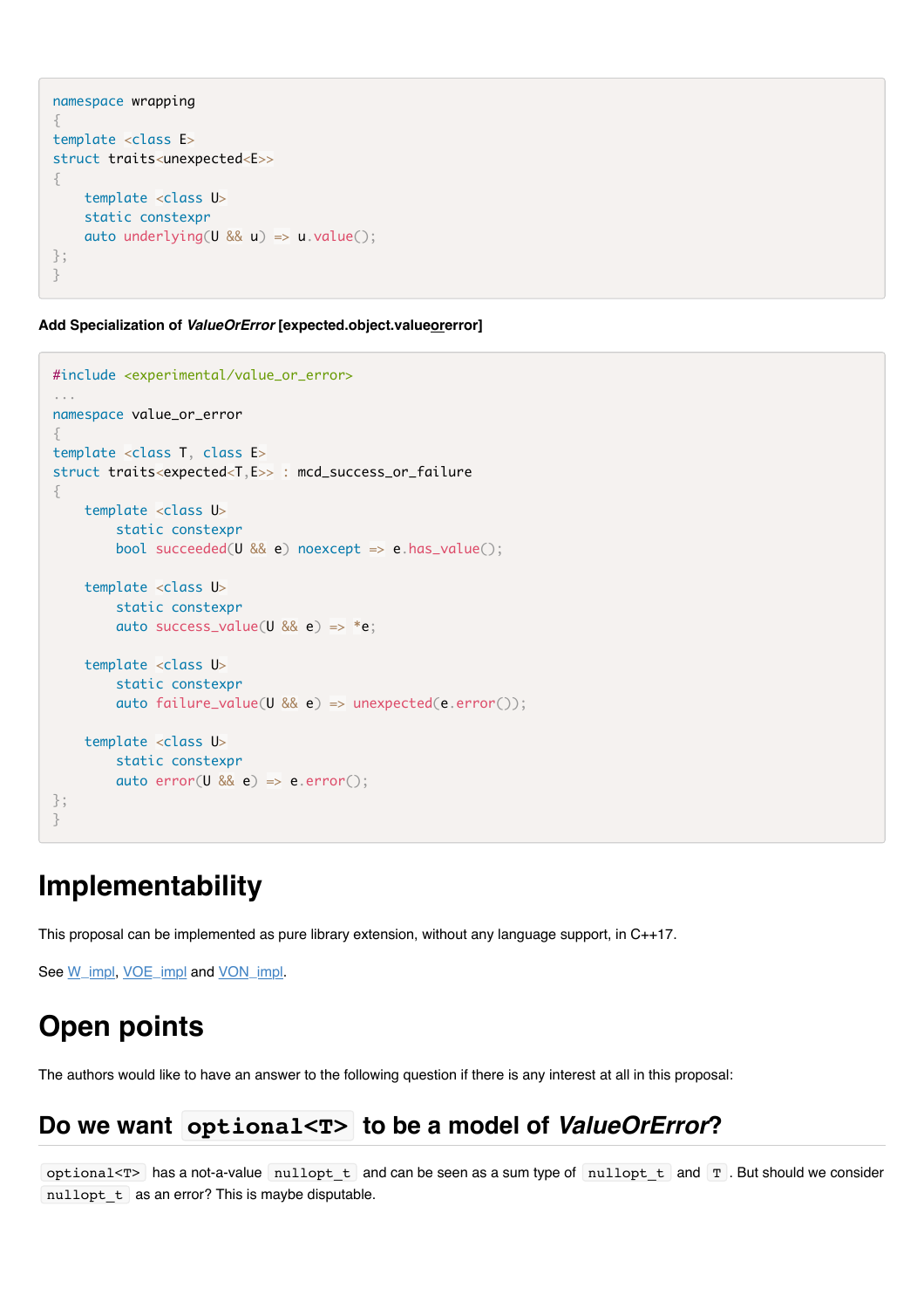```
namespace wrapping
{
template <class E>
struct traits<unexpected<E>>
{
    template <class U>
    static constexpr
    auto underlying(U && u) => u.value();
};
}
```

**Add Specialization of *ValueOrError* [expected.object.valueorerror]**

```
#include <experimental/value_or_error>
...
namespace value_or_error
{
template <class T, class E>
struct traits<expected<T,E>> : mcd_success_or_failure
{
    template <class U>
        static constexpr
        bool succeeded(U && e) noexcept => e.has_value();

    template <class U>
        static constexpr
        auto success_value(U && e) => *e;

    template <class U>
        static constexpr
        auto failure_value(U && e) => unexpected(e.error());

    template <class U>
        static constexpr
        auto error(U && e) => e.error();
};
}
```

# Implementability

This proposal can be implemented as pure library extension, without any language support, in C++17.

See W_impl, VOE_impl and VON_impl.

# Open points

The authors would like to have an answer to the following question if there is any interest at all in this proposal:

## Do we want `optional<T>` to be a model of *ValueOrError*?

`optional<T>` has a not-a-value `nullopt_t` and can be seen as a sum type of `nullopt_t` and `T`. But should we consider `nullopt_t` as an error? This is maybe disputable.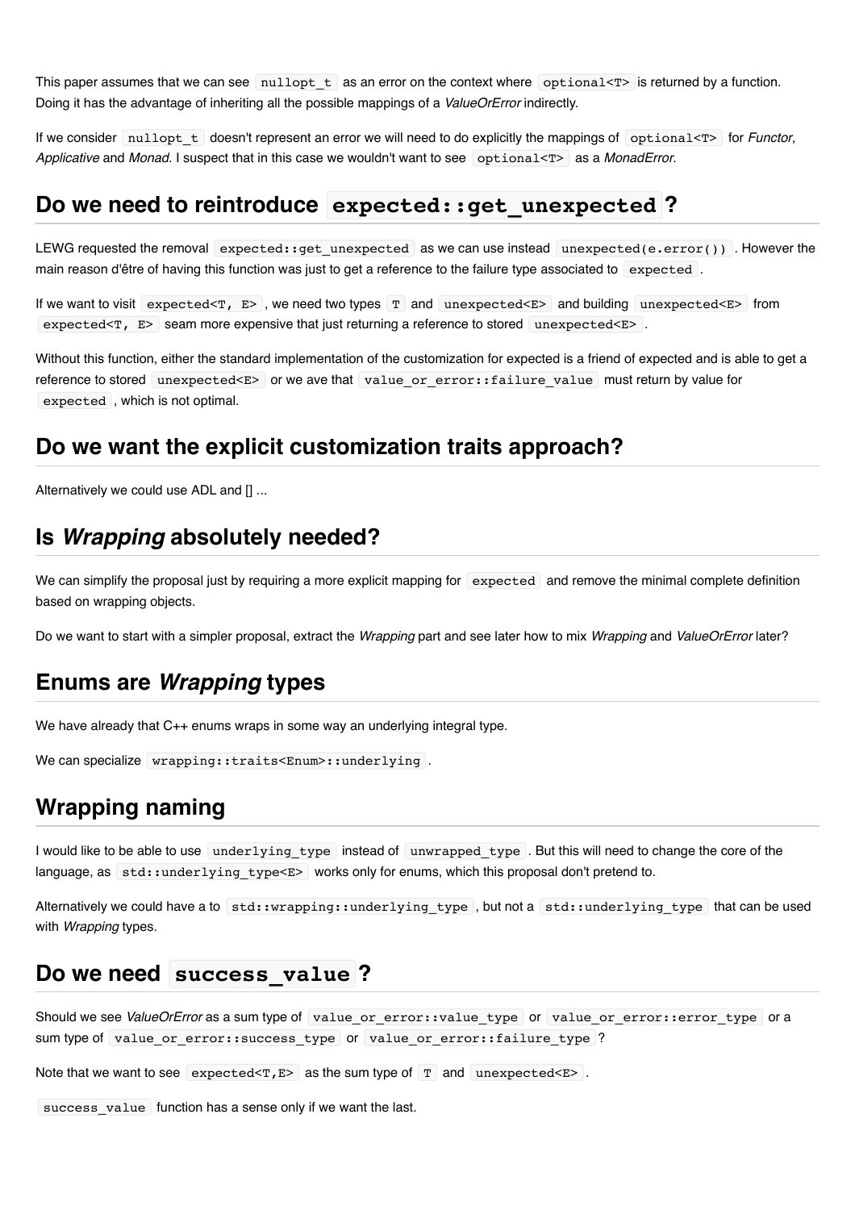This paper assumes that we can see `nullopt_t` as an error on the context where `optional<T>` is returned by a function. Doing it has the advantage of inheriting all the possible mappings of a *ValueOrError* indirectly.

If we consider `nullopt_t` doesn't represent an error we will need to do explicitly the mappings of `optional<T>` for *Functor*, *Applicative* and *Monad*. I suspect that in this case we wouldn't want to see `optional<T>` as a *MonadError*.

## Do we need to reintroduce `expected::get_unexpected`?

LEWG requested the removal `expected::get_unexpected` as we can use instead `unexpected(e.error())`. However the main reason d'être of having this function was just to get a reference to the failure type associated to `expected`.

If we want to visit `expected<T, E>`, we need two types `T` and `unexpected<E>` and building `unexpected<E>` from `expected<T, E>` seam more expensive that just returning a reference to stored `unexpected<E>`.

Without this function, either the standard implementation of the customization for expected is a friend of expected and is able to get a reference to stored `unexpected<E>` or we ave that `value_or_error::failure_value` must return by value for `expected`, which is not optimal.

## Do we want the explicit customization traits approach?

Alternatively we could use ADL and [] ...

## Is *Wrapping* absolutely needed?

We can simplify the proposal just by requiring a more explicit mapping for `expected` and remove the minimal complete definition based on wrapping objects.

Do we want to start with a simpler proposal, extract the *Wrapping* part and see later how to mix *Wrapping* and *ValueOrError* later?

## Enums are *Wrapping* types

We have already that C++ enums wraps in some way an underlying integral type.

We can specialize `wrapping::traits<Enum>::underlying`.

## Wrapping naming

I would like to be able to use `underlying_type` instead of `unwrapped_type`. But this will need to change the core of the language, as `std::underlying_type<E>` works only for enums, which this proposal don't pretend to.

Alternatively we could have a to `std::wrapping::underlying_type`, but not a `std::underlying_type` that can be used with *Wrapping* types.

## Do we need `success_value`?

Should we see *ValueOrError* as a sum type of `value_or_error::value_type` or `value_or_error::error_type` or a sum type of `value_or_error::success_type` or `value_or_error::failure_type`?

Note that we want to see `expected<T,E>` as the sum type of `T` and `unexpected<E>`.

`success_value` function has a sense only if we want the last.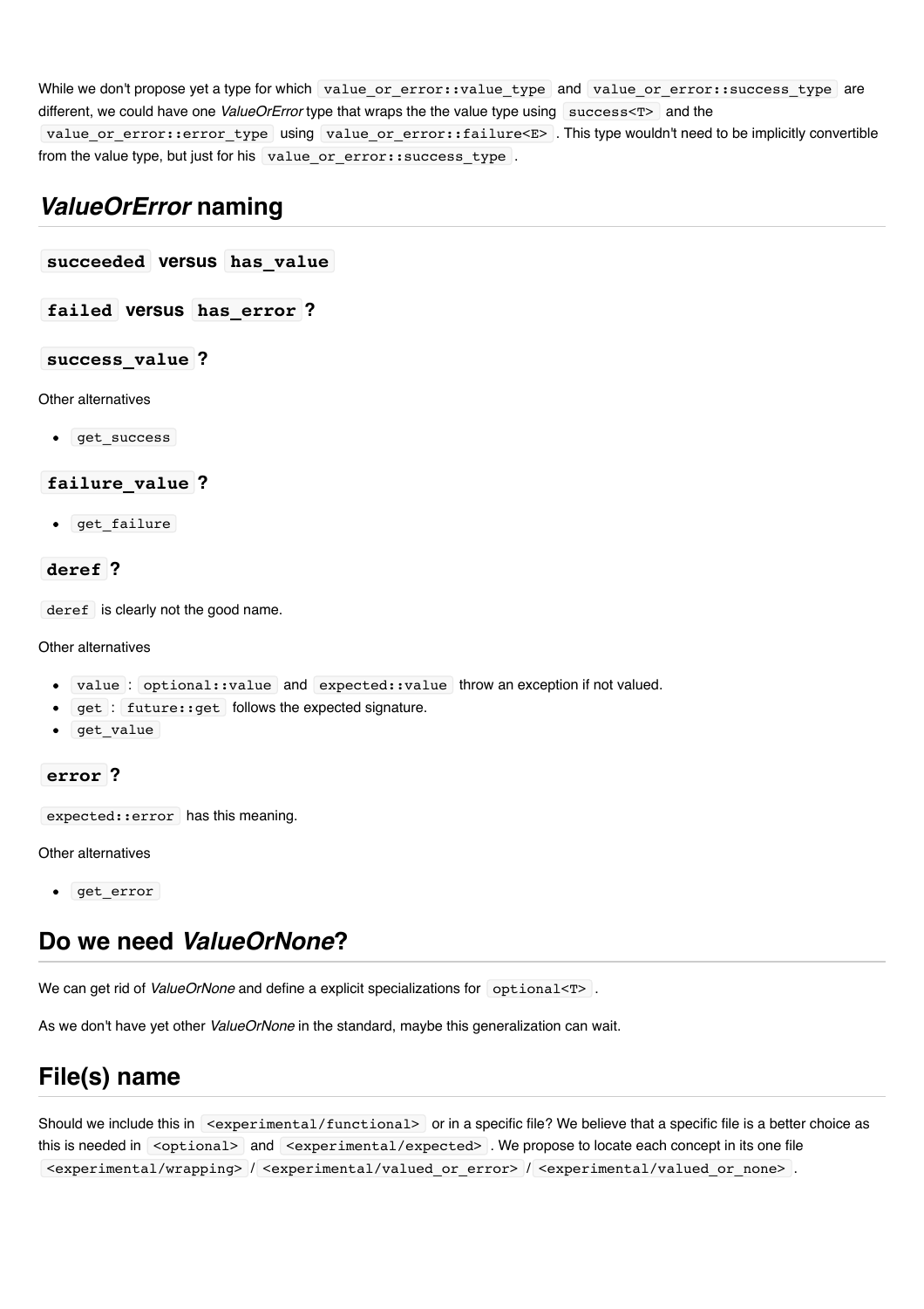While we don't propose yet a type for which `value_or_error::value_type` and `value_or_error::success_type` are different, we could have one *ValueOrError* type that wraps the the value type using `success<T>` and the `value_or_error::error_type` using `value_or_error::failure<E>`. This type wouldn't need to be implicitly convertible from the value type, but just for his `value_or_error::success_type`.

## *ValueOrError* naming

### `succeeded` versus `has_value`

### `failed` versus `has_error`?

### `success_value`?

Other alternatives

- `get_success`

### `failure_value`?

- `get_failure`

### `deref`?

`deref` is clearly not the good name.

Other alternatives

- `value`: `optional::value` and `expected::value` throw an exception if not valued.
- `get`: `future::get` follows the expected signature.
- `get_value`

### `error`?

`expected::error` has this meaning.

Other alternatives

- `get_error`

## Do we need *ValueOrNone*?

We can get rid of *ValueOrNone* and define a explicit specializations for `optional<T>`.

As we don't have yet other *ValueOrNone* in the standard, maybe this generalization can wait.

## File(s) name

Should we include this in `<experimental/functional>` or in a specific file? We believe that a specific file is a better choice as this is needed in `<optional>` and `<experimental/expected>`. We propose to locate each concept in its one file `<experimental/wrapping>` / `<experimental/valued_or_error>` / `<experimental/valued_or_none>`.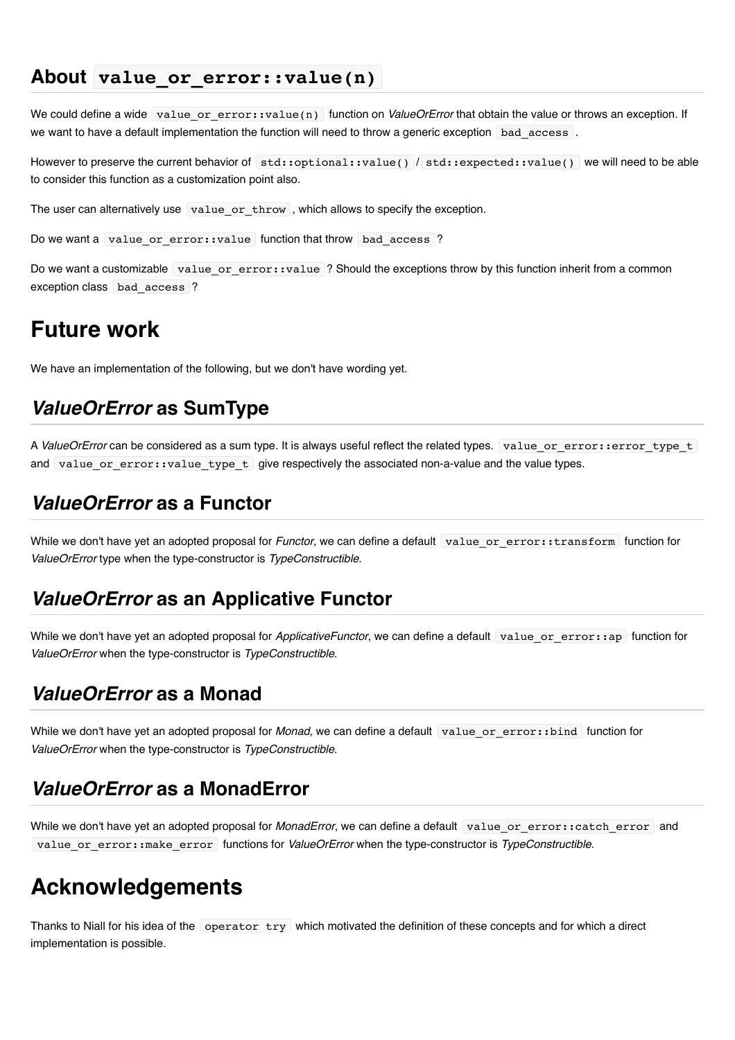## About `value_or_error::value(n)`

We could define a wide `value_or_error::value(n)` function on *ValueOrError* that obtain the value or throws an exception. If we want to have a default implementation the function will need to throw a generic exception `bad_access`.

However to preserve the current behavior of `std::optional::value()` / `std::expected::value()` we will need to be able to consider this function as a customization point also.

The user can alternatively use `value_or_throw`, which allows to specify the exception.

Do we want a `value_or_error::value` function that throw `bad_access`?

Do we want a customizable `value_or_error::value`? Should the exceptions throw by this function inherit from a common exception class `bad_access`?

# Future work

We have an implementation of the following, but we don't have wording yet.

## *ValueOrError* as SumType

A *ValueOrError* can be considered as a sum type. It is always useful reflect the related types. `value_or_error::error_type_t` and `value_or_error::value_type_t` give respectively the associated non-a-value and the value types.

## *ValueOrError* as a Functor

While we don't have yet an adopted proposal for *Functor*, we can define a default `value_or_error::transform` function for *ValueOrError* type when the type-constructor is *TypeConstructible*.

## *ValueOrError* as an Applicative Functor

While we don't have yet an adopted proposal for *ApplicativeFunctor*, we can define a default `value_or_error::ap` function for *ValueOrError* when the type-constructor is *TypeConstructible*.

## *ValueOrError* as a Monad

While we don't have yet an adopted proposal for *Monad*, we can define a default `value_or_error::bind` function for *ValueOrError* when the type-constructor is *TypeConstructible*.

## *ValueOrError* as a MonadError

While we don't have yet an adopted proposal for *MonadError*, we can define a default `value_or_error::catch_error` and `value_or_error::make_error` functions for *ValueOrError* when the type-constructor is *TypeConstructible*.

# Acknowledgements

Thanks to Niall for his idea of the `operator try` which motivated the definition of these concepts and for which a direct implementation is possible.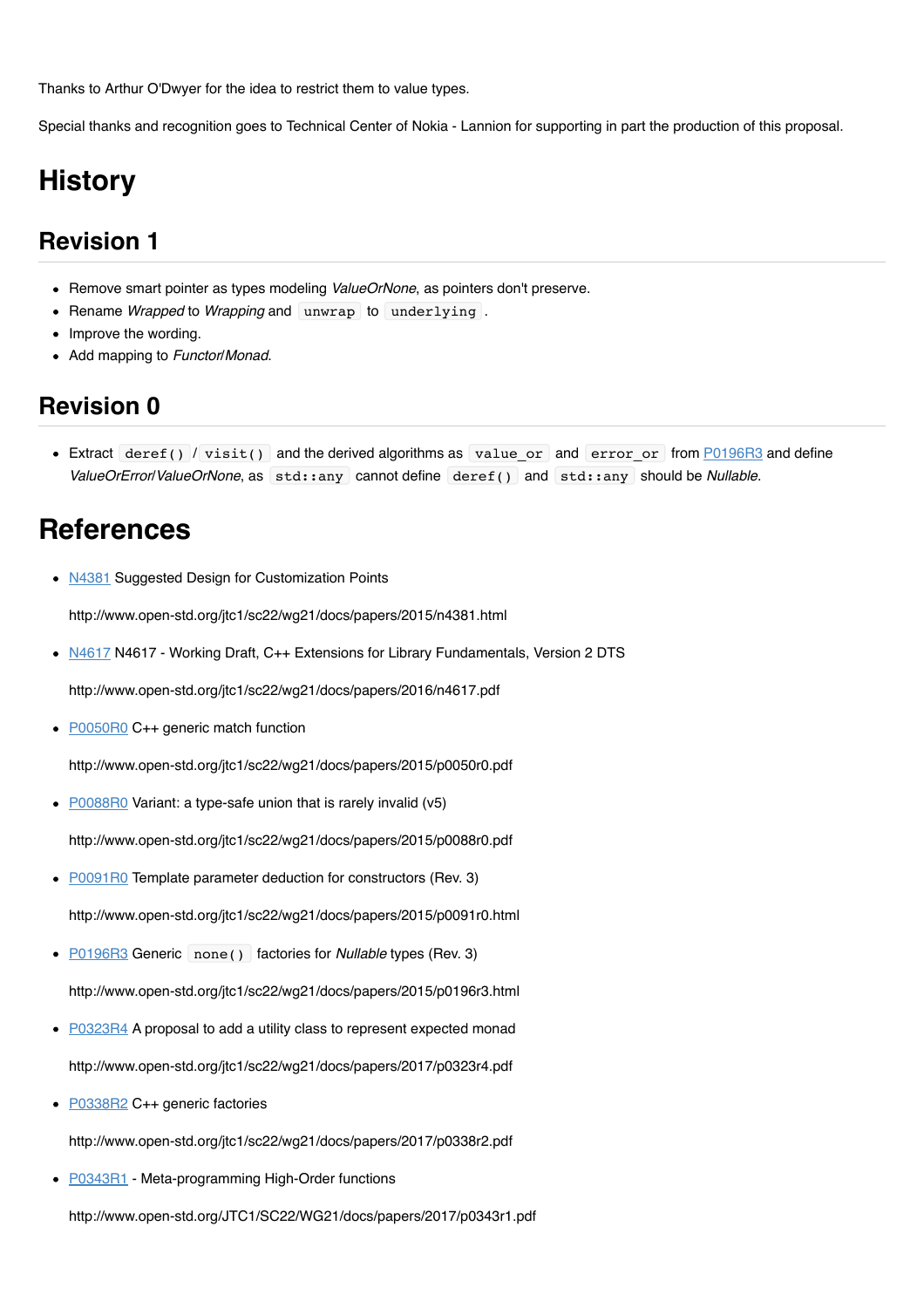Thanks to Arthur O'Dwyer for the idea to restrict them to value types.

Special thanks and recognition goes to Technical Center of Nokia - Lannion for supporting in part the production of this proposal.

# History

## Revision 1

- Remove smart pointer as types modeling *ValueOrNone*, as pointers don't preserve.
- Rename *Wrapped* to *Wrapping* and `unwrap` to `underlying`.
- Improve the wording.
- Add mapping to *Functor*/*Monad*.

## Revision 0

- Extract `deref()` / `visit()` and the derived algorithms as `value_or` and `error_or` from [P0196R3](http://www.open-std.org/jtc1/sc22/wg21/docs/papers/2015/p0196r3.html) and define *ValueOrError*/*ValueOrNone*, as `std::any` cannot define `deref()` and `std::any` should be *Nullable*.

# References

- [N4381](http://www.open-std.org/jtc1/sc22/wg21/docs/papers/2015/n4381.html) Suggested Design for Customization Points

  http://www.open-std.org/jtc1/sc22/wg21/docs/papers/2015/n4381.html

- [N4617](http://www.open-std.org/jtc1/sc22/wg21/docs/papers/2016/n4617.pdf) N4617 - Working Draft, C++ Extensions for Library Fundamentals, Version 2 DTS

  http://www.open-std.org/jtc1/sc22/wg21/docs/papers/2016/n4617.pdf

- [P0050R0](http://www.open-std.org/jtc1/sc22/wg21/docs/papers/2015/p0050r0.pdf) C++ generic match function

  http://www.open-std.org/jtc1/sc22/wg21/docs/papers/2015/p0050r0.pdf

- [P0088R0](http://www.open-std.org/jtc1/sc22/wg21/docs/papers/2015/p0088r0.pdf) Variant: a type-safe union that is rarely invalid (v5)

  http://www.open-std.org/jtc1/sc22/wg21/docs/papers/2015/p0088r0.pdf

- [P0091R0](http://www.open-std.org/jtc1/sc22/wg21/docs/papers/2015/p0091r0.html) Template parameter deduction for constructors (Rev. 3)

  http://www.open-std.org/jtc1/sc22/wg21/docs/papers/2015/p0091r0.html

- [P0196R3](http://www.open-std.org/jtc1/sc22/wg21/docs/papers/2015/p0196r3.html) Generic `none()` factories for *Nullable* types (Rev. 3)

  http://www.open-std.org/jtc1/sc22/wg21/docs/papers/2015/p0196r3.html

- [P0323R4](http://www.open-std.org/jtc1/sc22/wg21/docs/papers/2017/p0323r4.pdf) A proposal to add a utility class to represent expected monad

  http://www.open-std.org/jtc1/sc22/wg21/docs/papers/2017/p0323r4.pdf

- [P0338R2](http://www.open-std.org/jtc1/sc22/wg21/docs/papers/2017/p0338r2.pdf) C++ generic factories

  http://www.open-std.org/jtc1/sc22/wg21/docs/papers/2017/p0338r2.pdf

- [P0343R1](http://www.open-std.org/JTC1/SC22/WG21/docs/papers/2017/p0343r1.pdf) - Meta-programming High-Order functions

  http://www.open-std.org/JTC1/SC22/WG21/docs/papers/2017/p0343r1.pdf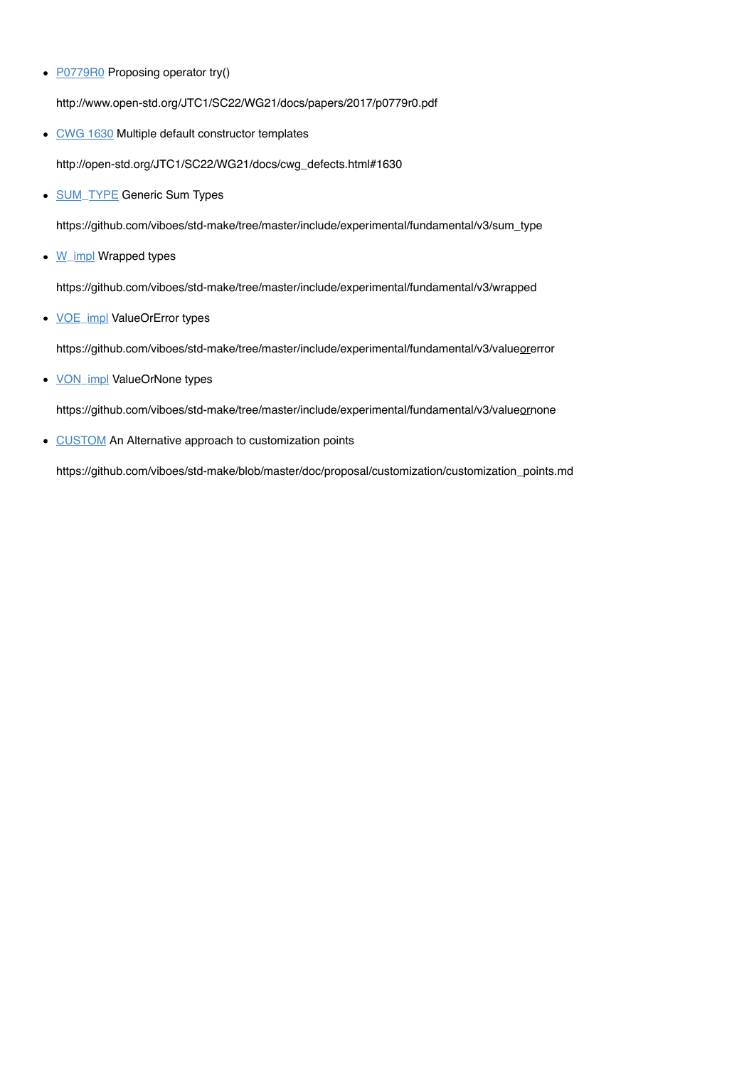- P0779R0 Proposing operator try()

  http://www.open-std.org/JTC1/SC22/WG21/docs/papers/2017/p0779r0.pdf

- CWG 1630 Multiple default constructor templates

  http://open-std.org/JTC1/SC22/WG21/docs/cwg_defects.html#1630

- SUM_TYPE Generic Sum Types

  https://github.com/viboes/std-make/tree/master/include/experimental/fundamental/v3/sum_type

- W_impl Wrapped types

  https://github.com/viboes/std-make/tree/master/include/experimental/fundamental/v3/wrapped

- VOE_impl ValueOrError types

  https://github.com/viboes/std-make/tree/master/include/experimental/fundamental/v3/value_or_error

- VON_impl ValueOrNone types

  https://github.com/viboes/std-make/tree/master/include/experimental/fundamental/v3/value_or_none

- CUSTOM An Alternative approach to customization points

  https://github.com/viboes/std-make/blob/master/doc/proposal/customization/customization_points.md